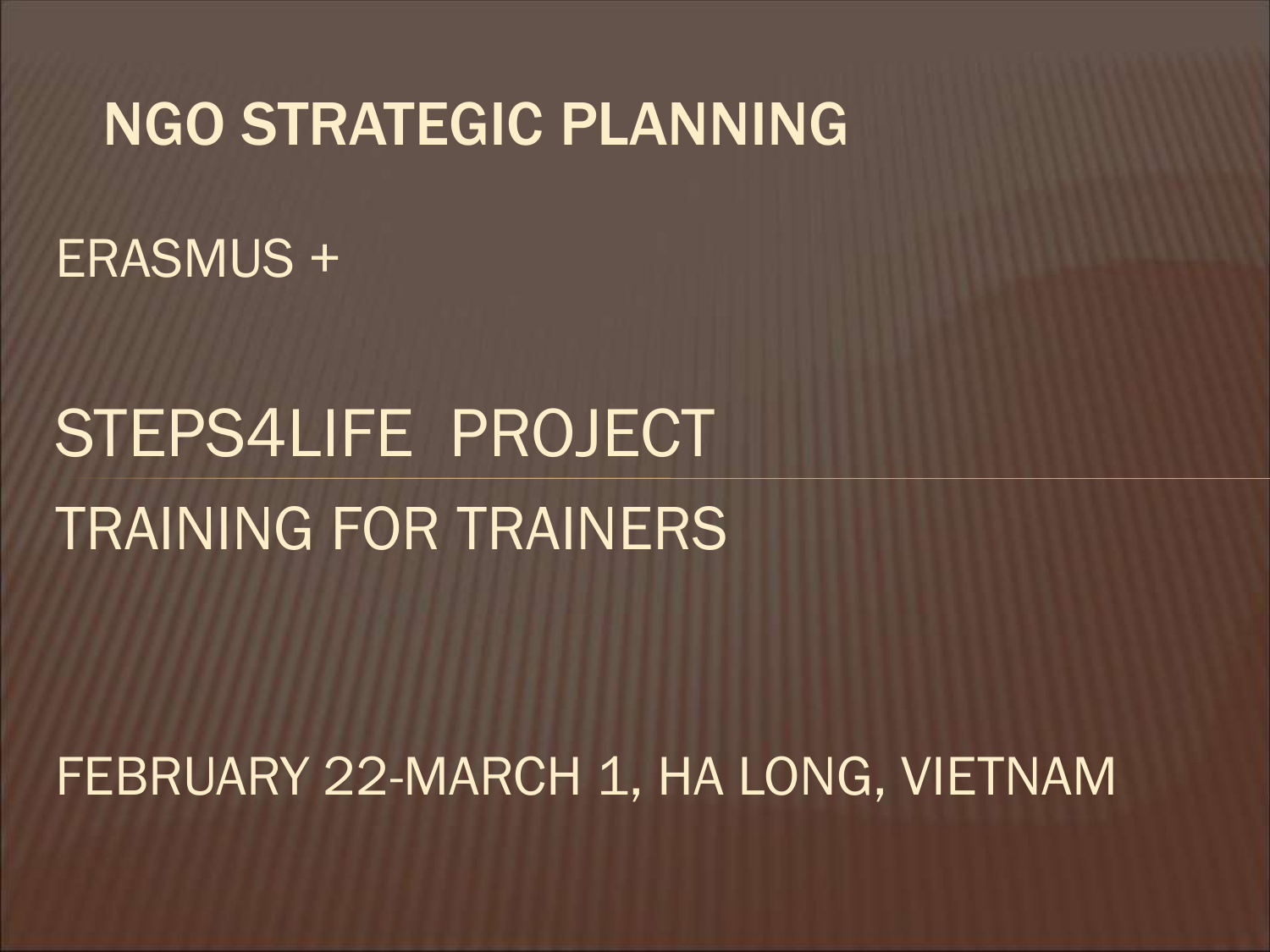# NGO STRATEGIC PLANNING

ERASMUS +

STEPS4LIFE PROJECT

TRAINING FOR TRAINERS

FEBRUARY 22-MARCH 1, HA LONG, VIETNAM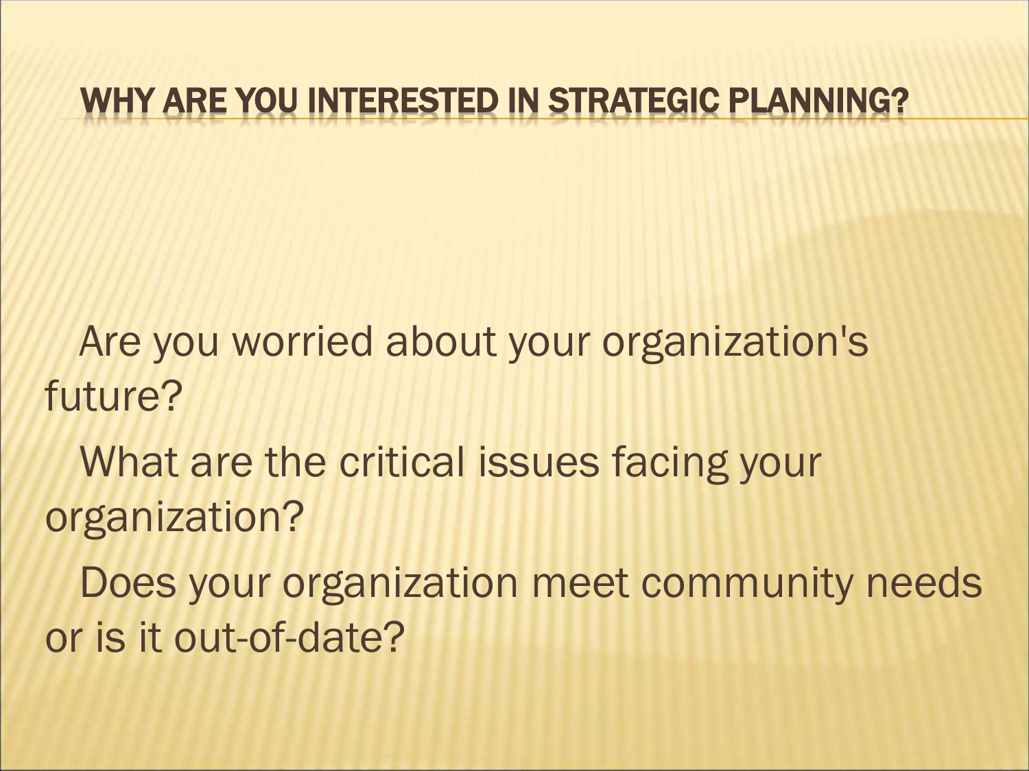# WHY ARE YOU INTERESTED IN STRATEGIC PLANNING?

Are you worried about your organization's future?

What are the critical issues facing your organization?

Does your organization meet community needs or is it out-of-date?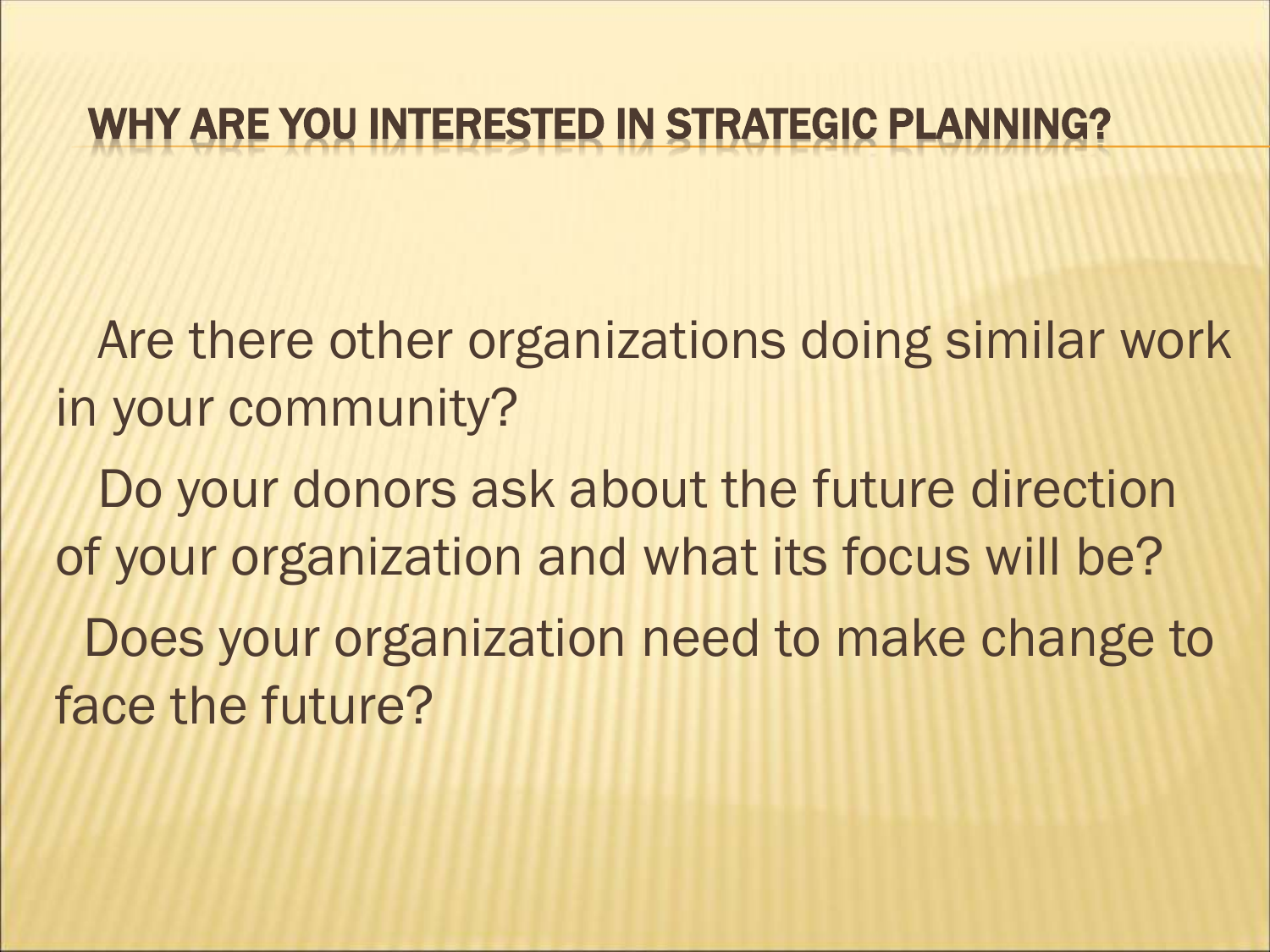# WHY ARE YOU INTERESTED IN STRATEGIC PLANNING?

Are there other organizations doing similar work in your community?

Do your donors ask about the future direction of your organization and what its focus will be?

Does your organization need to make change to face the future?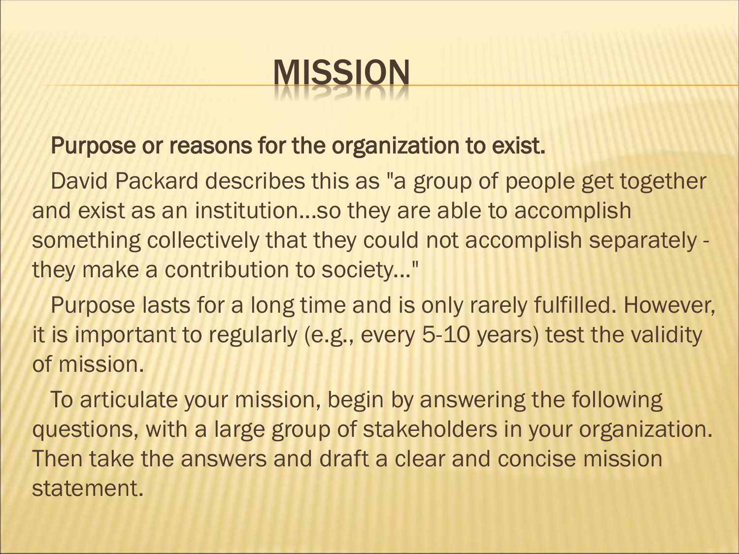# MISSION

**Purpose or reasons for the organization to exist.**

David Packard describes this as "a group of people get together and exist as an institution...so they are able to accomplish something collectively that they could not accomplish separately - they make a contribution to society..."

Purpose lasts for a long time and is only rarely fulfilled. However, it is important to regularly (e.g., every 5-10 years) test the validity of mission.

To articulate your mission, begin by answering the following questions, with a large group of stakeholders in your organization. Then take the answers and draft a clear and concise mission statement.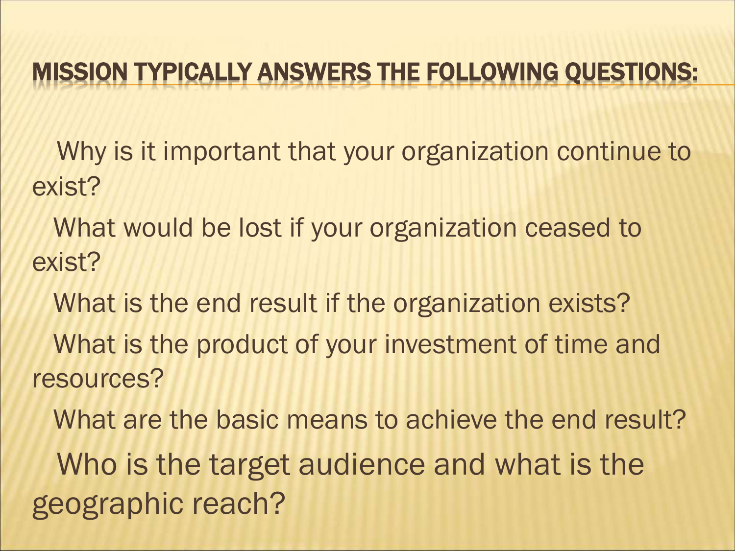## MISSION TYPICALLY ANSWERS THE FOLLOWING QUESTIONS:

Why is it important that your organization continue to exist?

What would be lost if your organization ceased to exist?

What is the end result if the organization exists?

What is the product of your investment of time and resources?

What are the basic means to achieve the end result?

Who is the target audience and what is the geographic reach?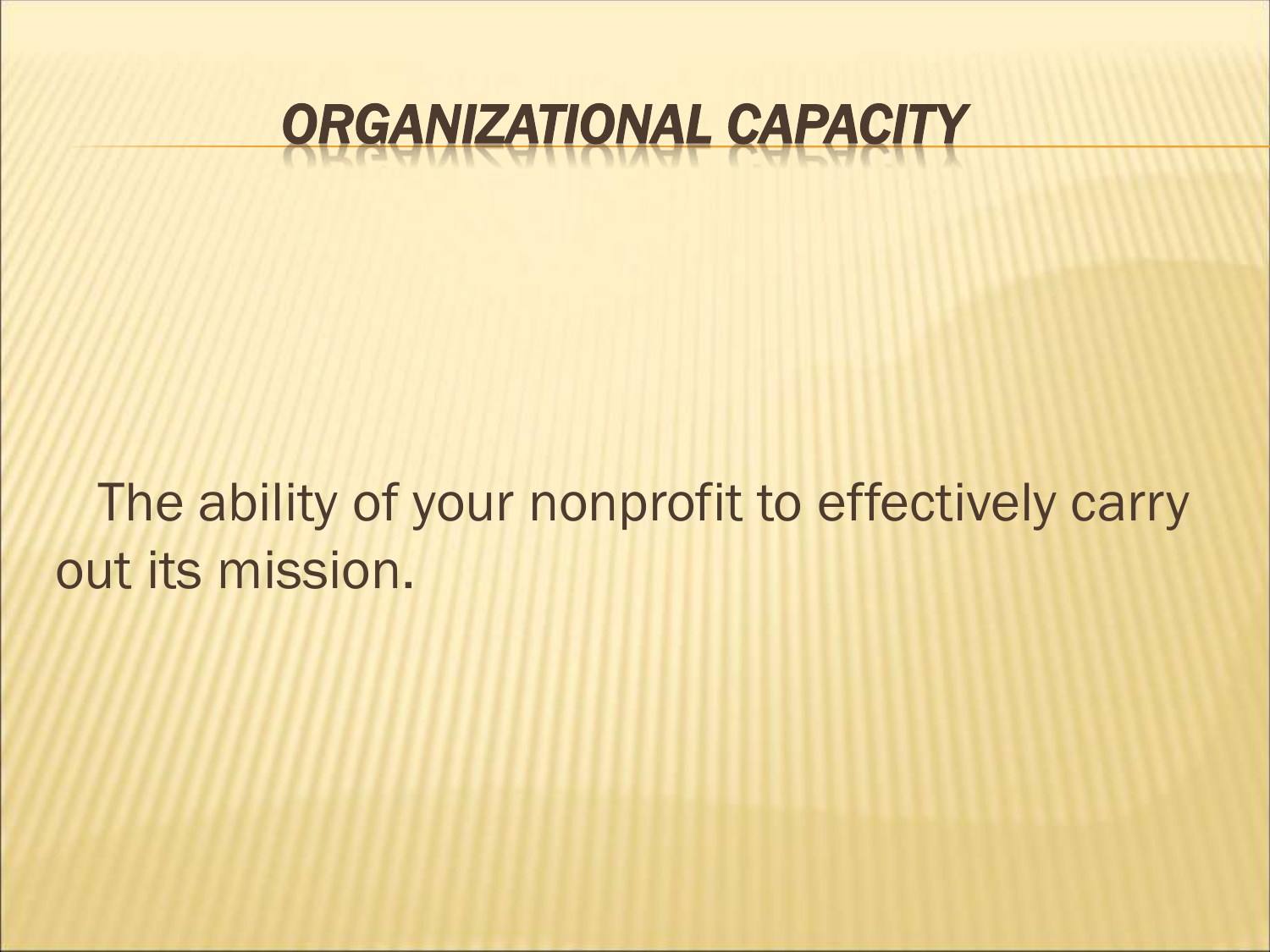# *ORGANIZATIONAL CAPACITY*

The ability of your nonprofit to effectively carry out its mission.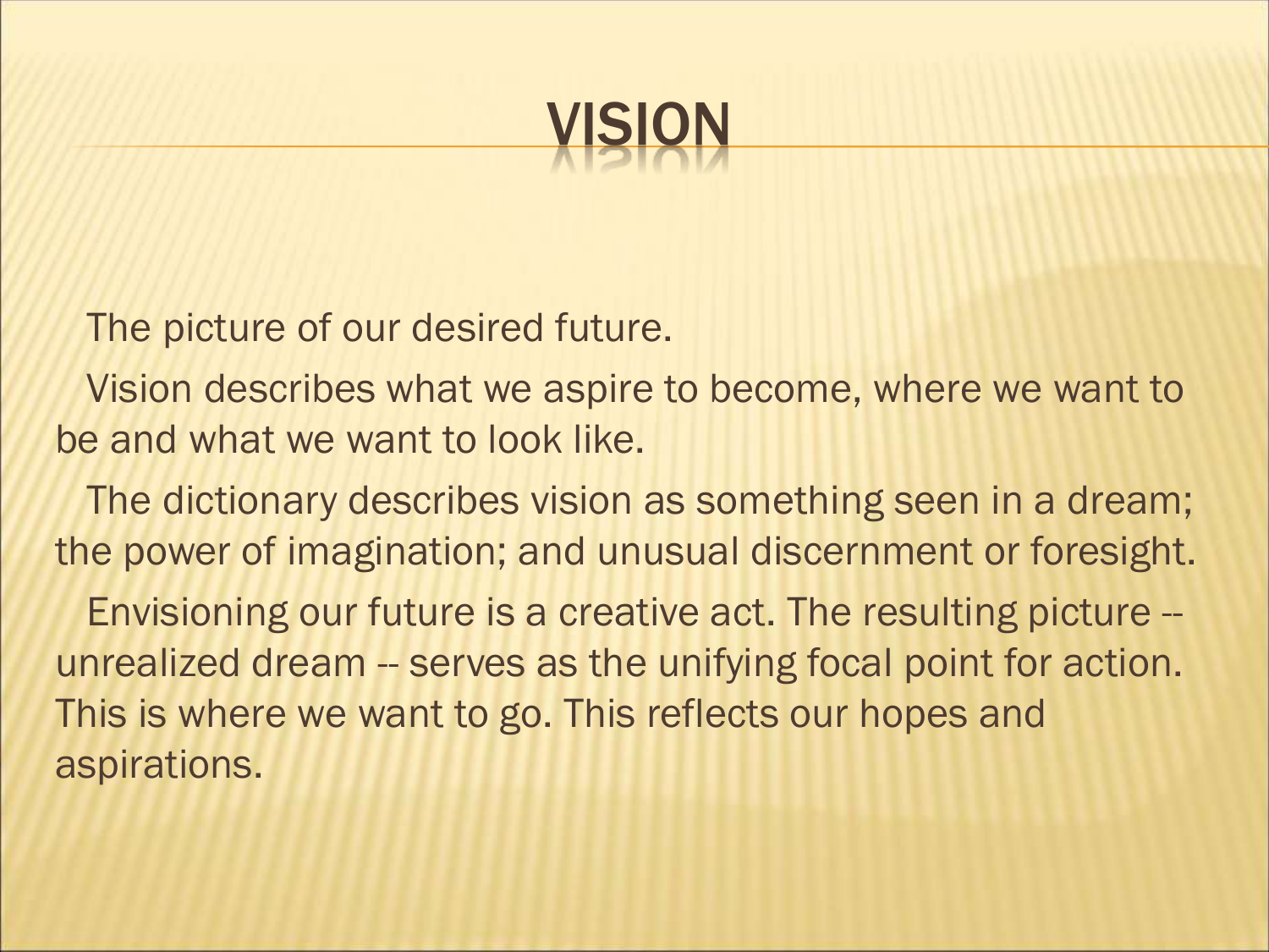# VISION

The picture of our desired future.

Vision describes what we aspire to become, where we want to be and what we want to look like.

The dictionary describes vision as something seen in a dream; the power of imagination; and unusual discernment or foresight.

Envisioning our future is a creative act. The resulting picture -- unrealized dream -- serves as the unifying focal point for action. This is where we want to go. This reflects our hopes and aspirations.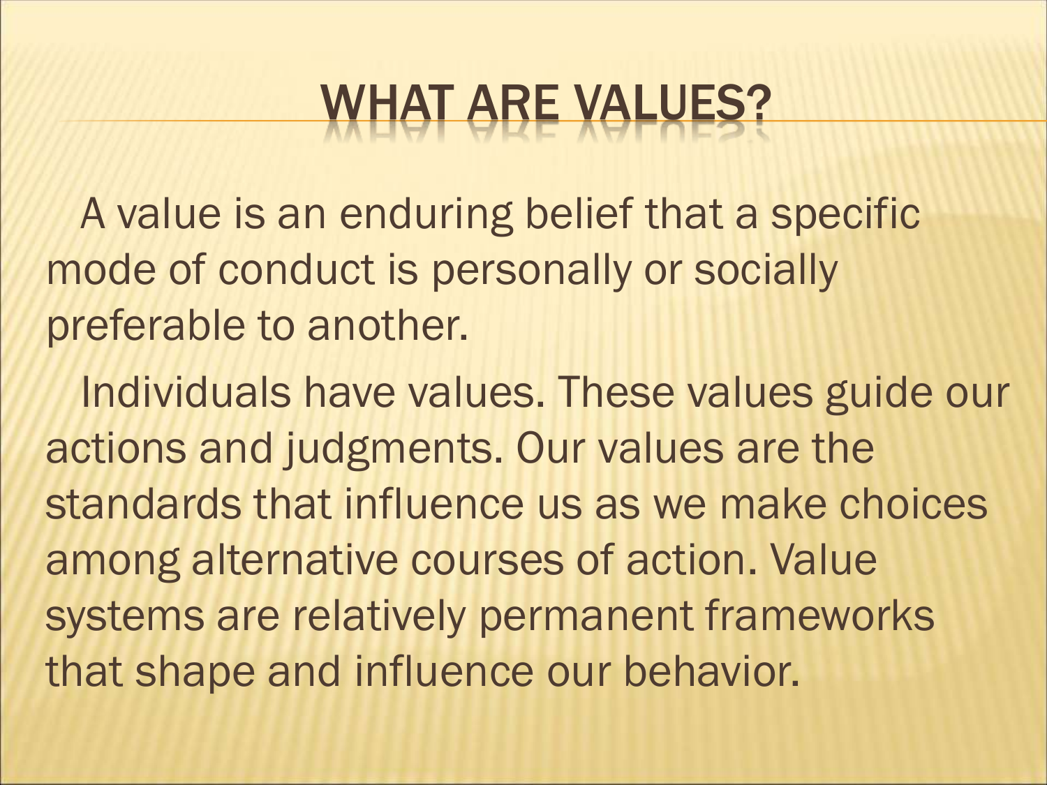# WHAT ARE VALUES?

A value is an enduring belief that a specific mode of conduct is personally or socially preferable to another.

Individuals have values. These values guide our actions and judgments. Our values are the standards that influence us as we make choices among alternative courses of action. Value systems are relatively permanent frameworks that shape and influence our behavior.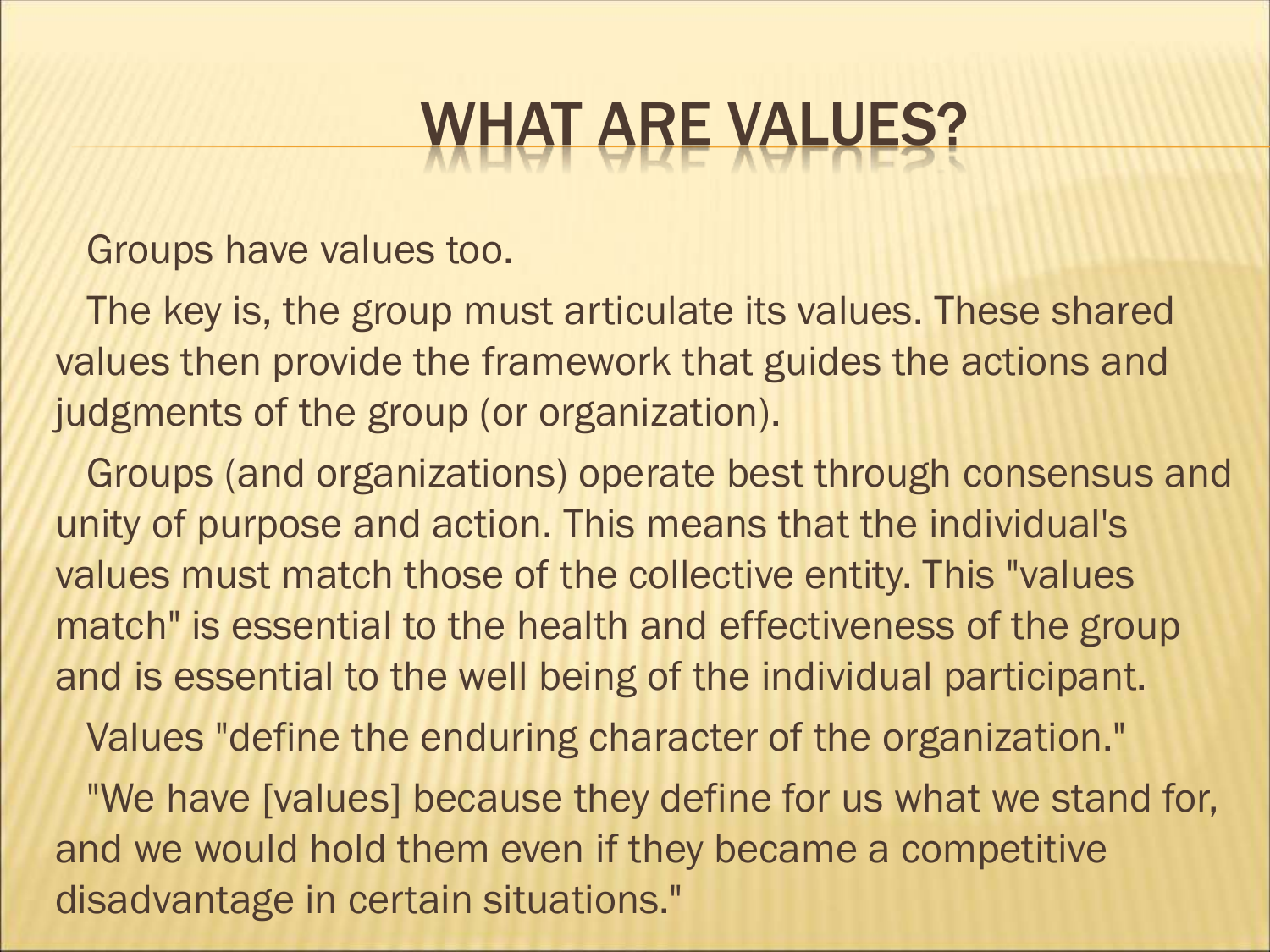# WHAT ARE VALUES?

Groups have values too.

The key is, the group must articulate its values. These shared values then provide the framework that guides the actions and judgments of the group (or organization).

Groups (and organizations) operate best through consensus and unity of purpose and action. This means that the individual's values must match those of the collective entity. This "values match" is essential to the health and effectiveness of the group and is essential to the well being of the individual participant.

Values "define the enduring character of the organization."

"We have [values] because they define for us what we stand for, and we would hold them even if they became a competitive disadvantage in certain situations."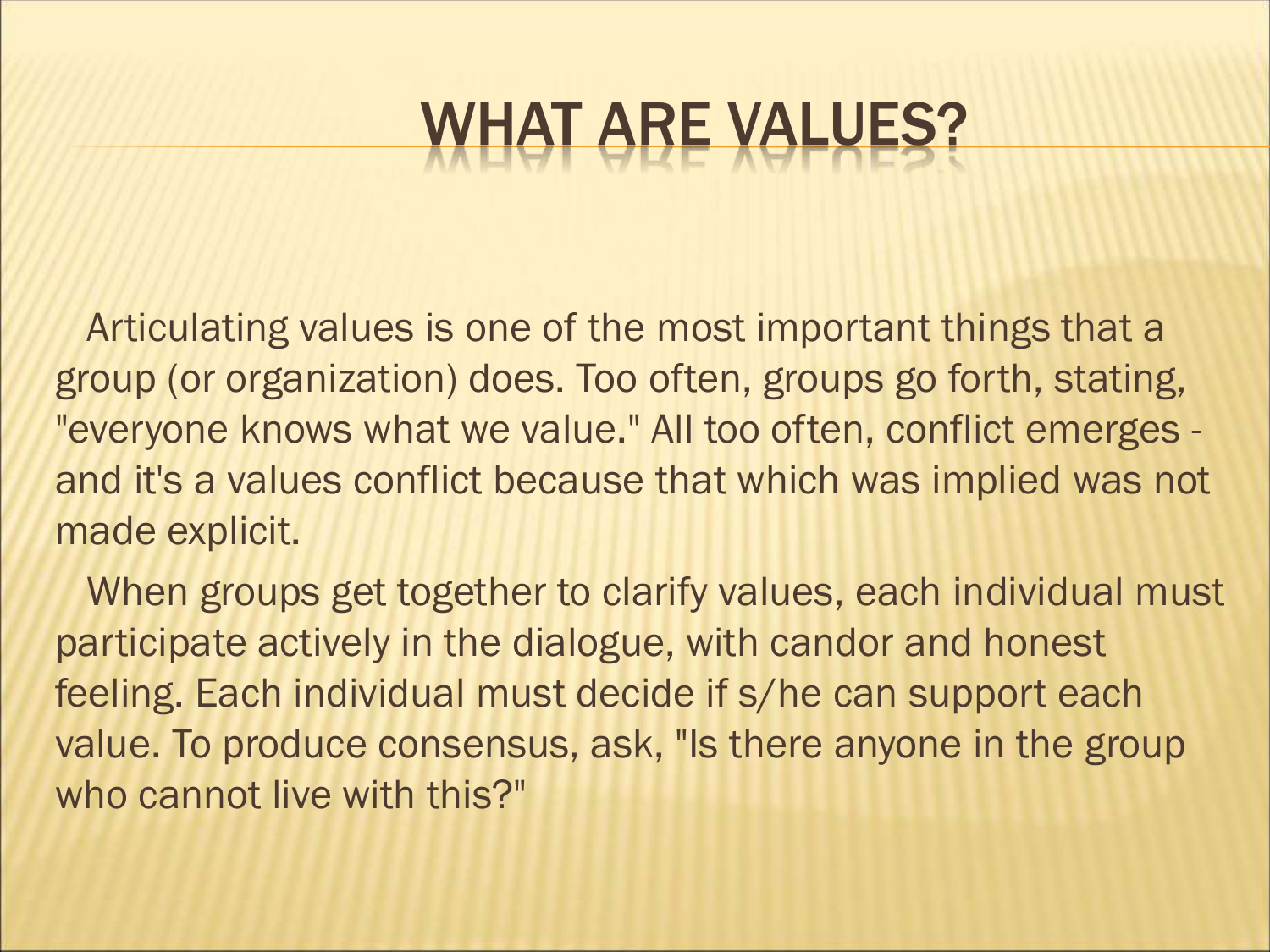# WHAT ARE VALUES?

Articulating values is one of the most important things that a group (or organization) does. Too often, groups go forth, stating, "everyone knows what we value." All too often, conflict emerges - and it's a values conflict because that which was implied was not made explicit.

When groups get together to clarify values, each individual must participate actively in the dialogue, with candor and honest feeling. Each individual must decide if s/he can support each value. To produce consensus, ask, "Is there anyone in the group who cannot live with this?"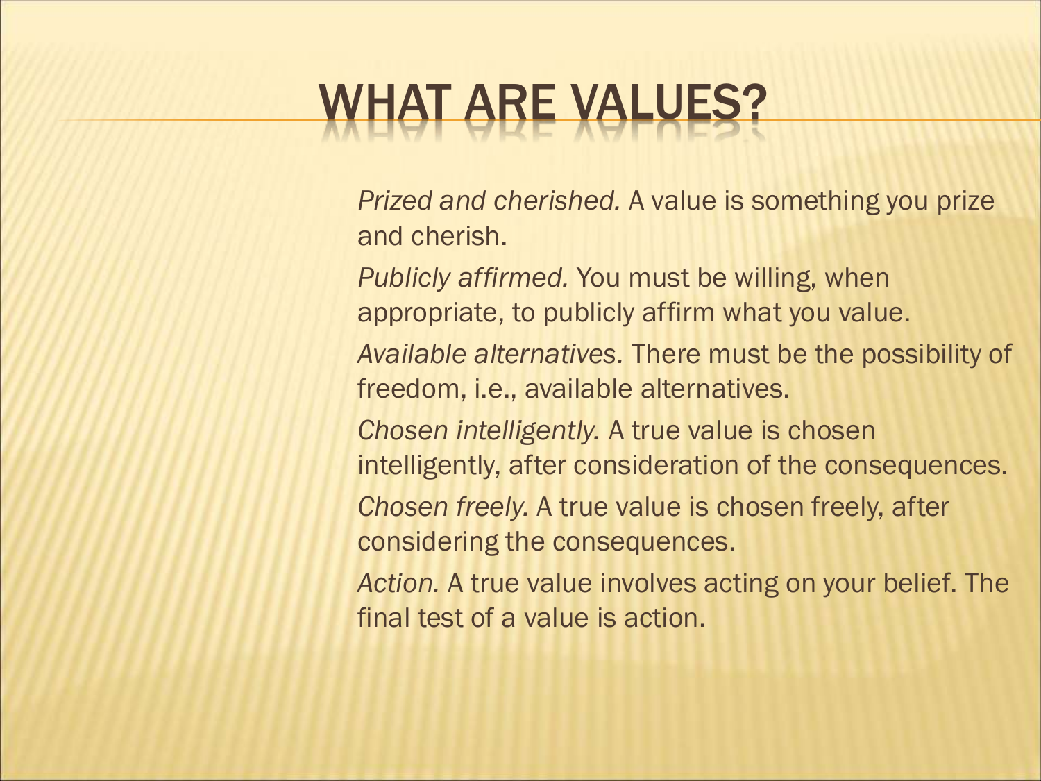# WHAT ARE VALUES?

*Prized and cherished.* A value is something you prize and cherish.

*Publicly affirmed.* You must be willing, when appropriate, to publicly affirm what you value.

*Available alternatives.* There must be the possibility of freedom, i.e., available alternatives.

*Chosen intelligently.* A true value is chosen intelligently, after consideration of the consequences.

*Chosen freely.* A true value is chosen freely, after considering the consequences.

*Action.* A true value involves acting on your belief. The final test of a value is action.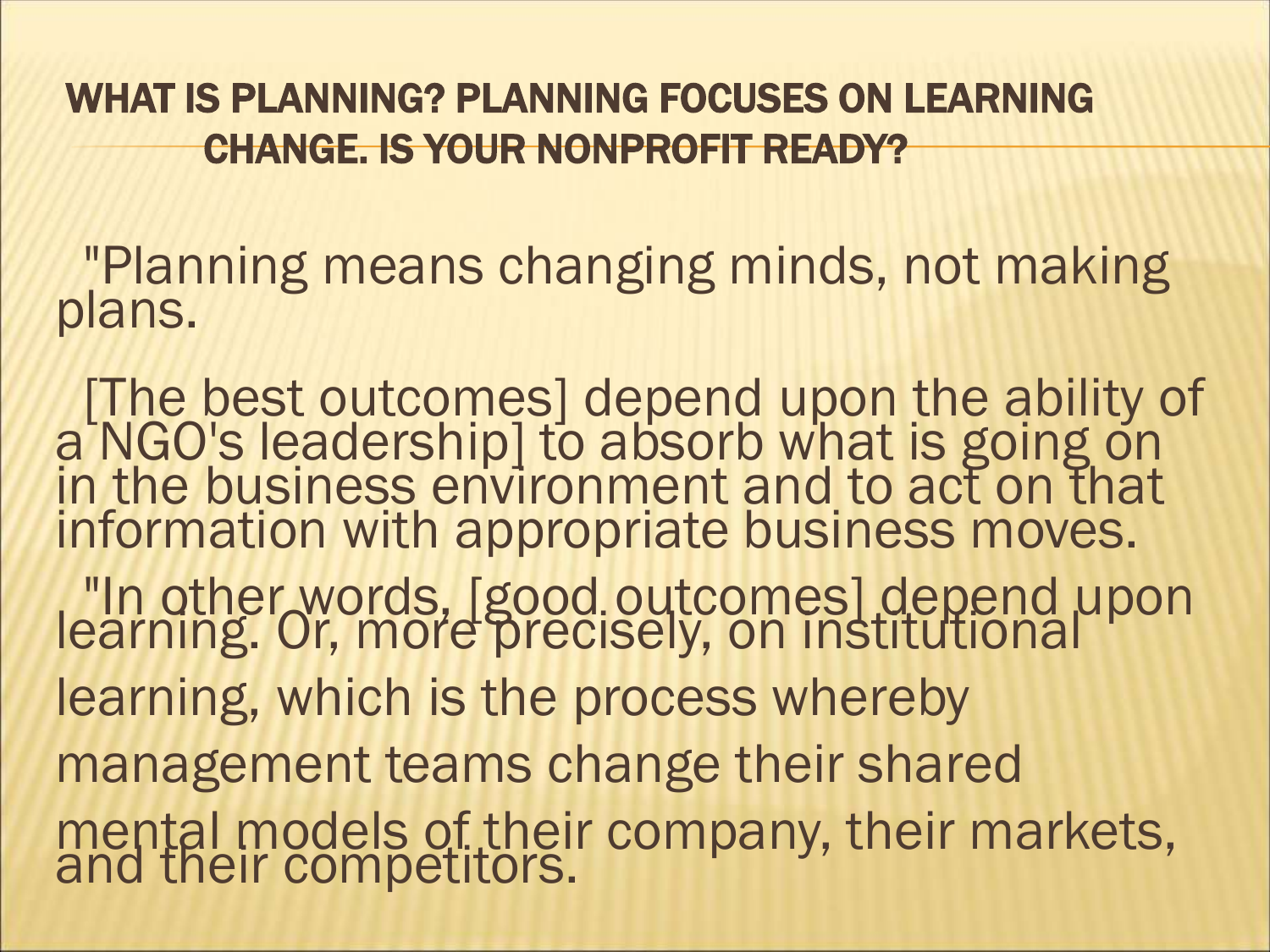## WHAT IS PLANNING? PLANNING FOCUSES ON LEARNING CHANGE. IS YOUR NONPROFIT READY?

"Planning means changing minds, not making plans.

[The best outcomes] depend upon the ability of a NGO's leadership] to absorb what is going on in the business environment and to act on that information with appropriate business moves.

"In other words, [good outcomes] depend upon learning. Or, more precisely, on institutional learning, which is the process whereby management teams change their shared mental models of their company, their markets, and their competitors.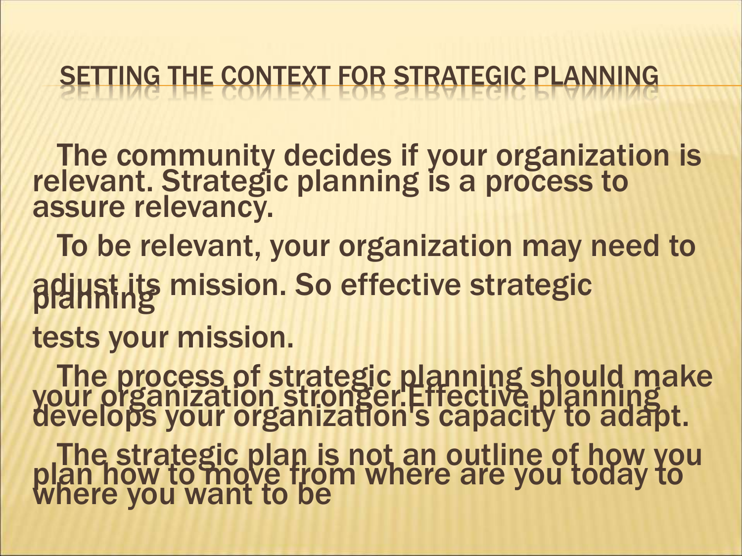# SETTING THE CONTEXT FOR STRATEGIC PLANNING

The community decides if your organization is relevant. Strategic planning is a process to assure relevancy.

To be relevant, your organization may need to adjust its mission. So effective strategic planning tests your mission.

The process of strategic planning should make your organization stronger.Effective planning develops your organization's capacity to adapt.

The strategic plan is not an outline of how you plan how to move from where are you today to where you want to be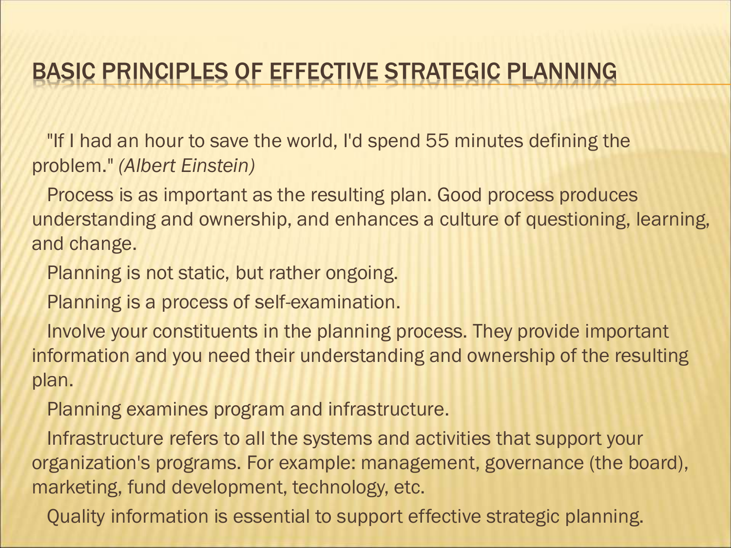# BASIC PRINCIPLES OF EFFECTIVE STRATEGIC PLANNING

"If I had an hour to save the world, I'd spend 55 minutes defining the problem." *(Albert Einstein)*

Process is as important as the resulting plan. Good process produces understanding and ownership, and enhances a culture of questioning, learning, and change.

Planning is not static, but rather ongoing.

Planning is a process of self-examination.

Involve your constituents in the planning process. They provide important information and you need their understanding and ownership of the resulting plan.

Planning examines program and infrastructure.

Infrastructure refers to all the systems and activities that support your organization's programs. For example: management, governance (the board), marketing, fund development, technology, etc.

Quality information is essential to support effective strategic planning.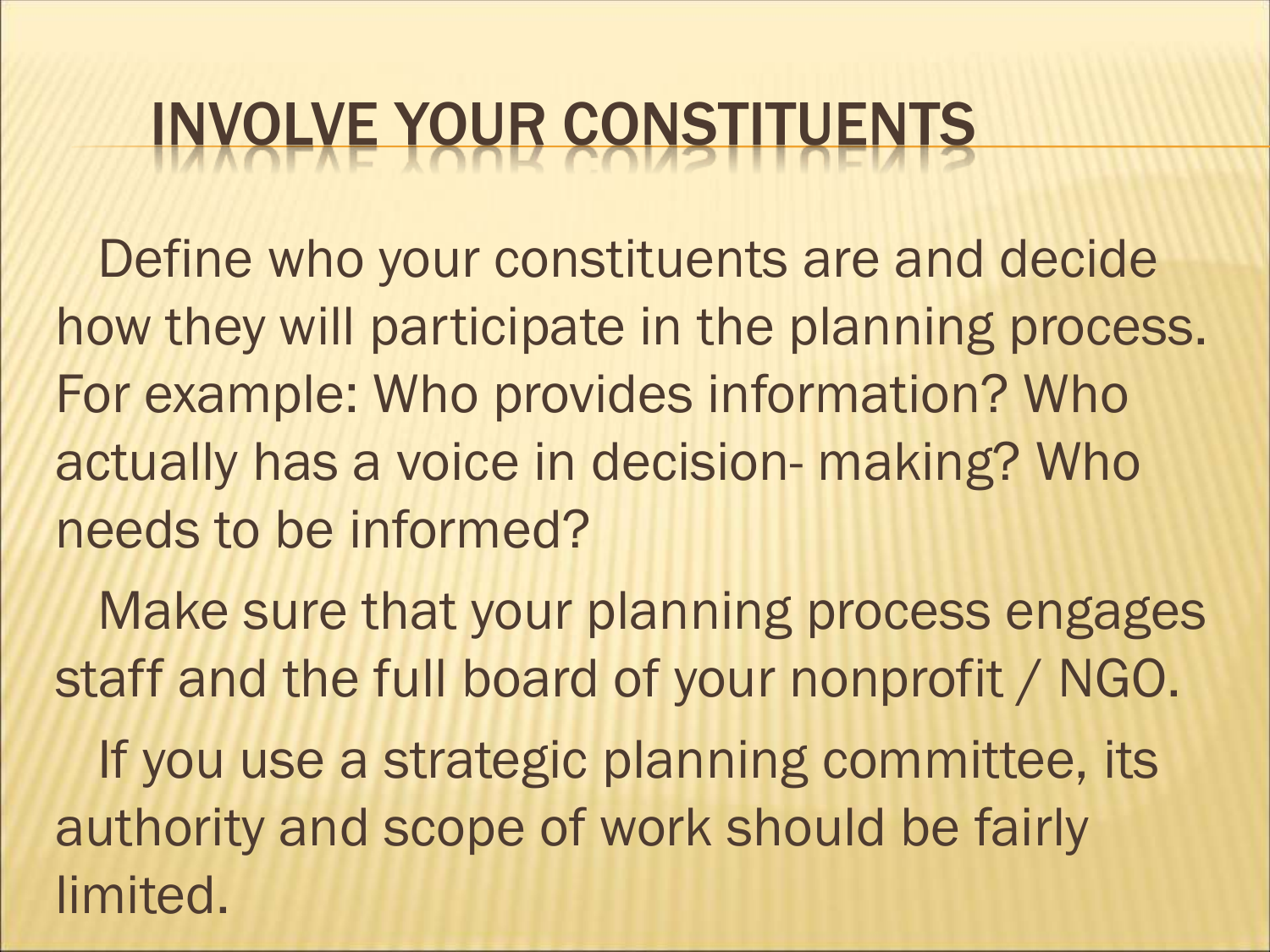# INVOLVE YOUR CONSTITUENTS

Define who your constituents are and decide how they will participate in the planning process. For example: Who provides information? Who actually has a voice in decision- making? Who needs to be informed?

Make sure that your planning process engages staff and the full board of your nonprofit / NGO.

If you use a strategic planning committee, its authority and scope of work should be fairly limited.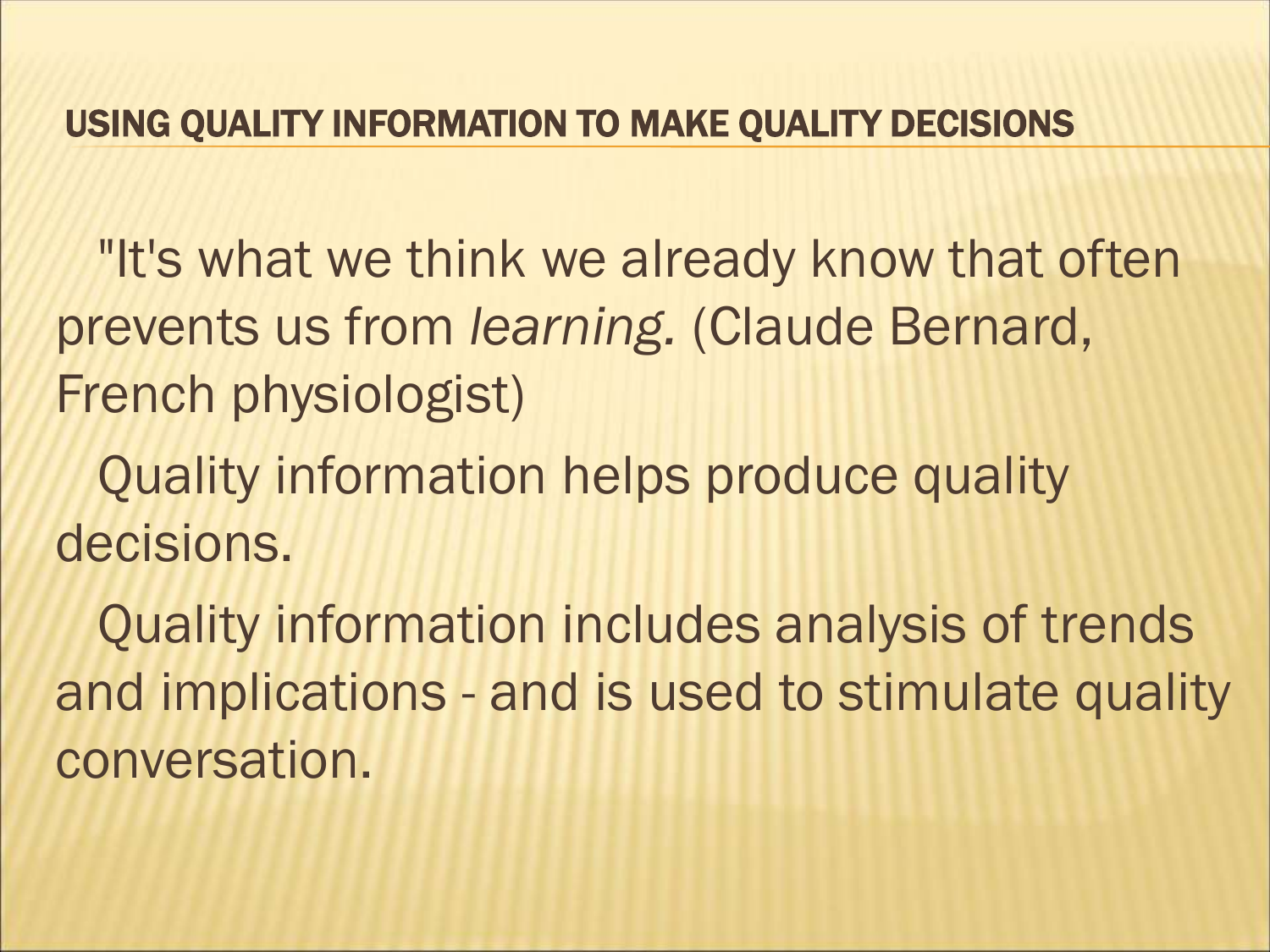## USING QUALITY INFORMATION TO MAKE QUALITY DECISIONS

"It's what we think we already know that often prevents us from *learning.* (Claude Bernard, French physiologist)

Quality information helps produce quality decisions.

Quality information includes analysis of trends and implications - and is used to stimulate quality conversation.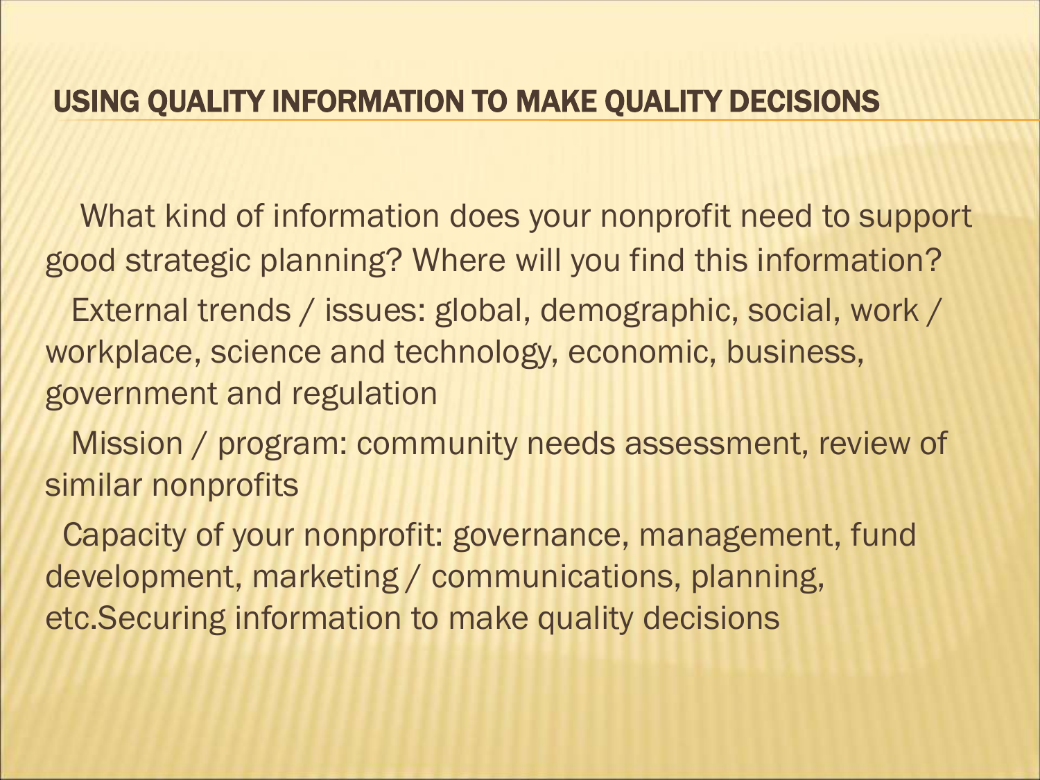## USING QUALITY INFORMATION TO MAKE QUALITY DECISIONS

What kind of information does your nonprofit need to support good strategic planning? Where will you find this information?

External trends / issues: global, demographic, social, work / workplace, science and technology, economic, business, government and regulation

Mission / program: community needs assessment, review of similar nonprofits

Capacity of your nonprofit: governance, management, fund development, marketing / communications, planning, etc.Securing information to make quality decisions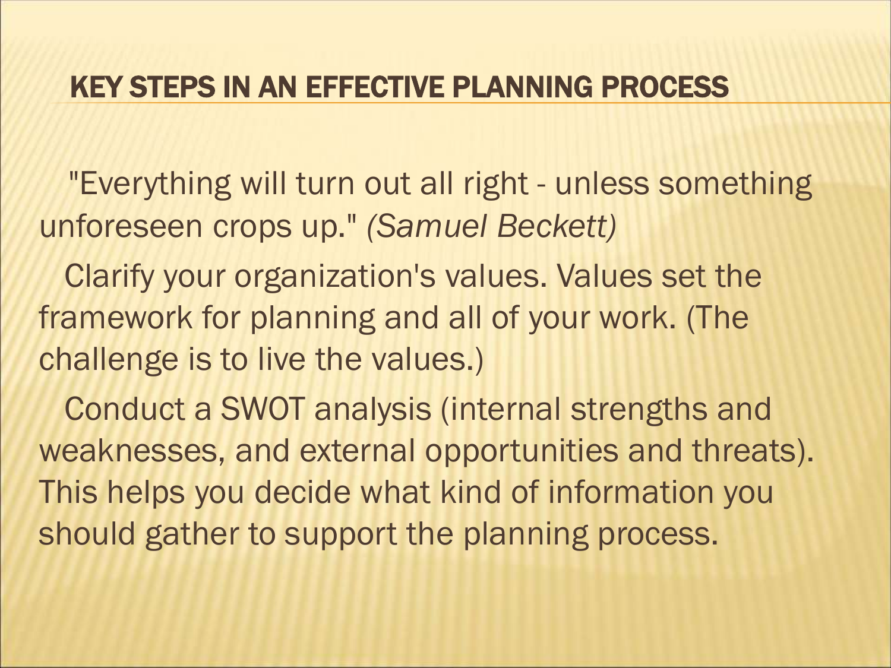## KEY STEPS IN AN EFFECTIVE PLANNING PROCESS

"Everything will turn out all right - unless something unforeseen crops up." *(Samuel Beckett)*

Clarify your organization's values. Values set the framework for planning and all of your work. (The challenge is to live the values.)

Conduct a SWOT analysis (internal strengths and weaknesses, and external opportunities and threats). This helps you decide what kind of information you should gather to support the planning process.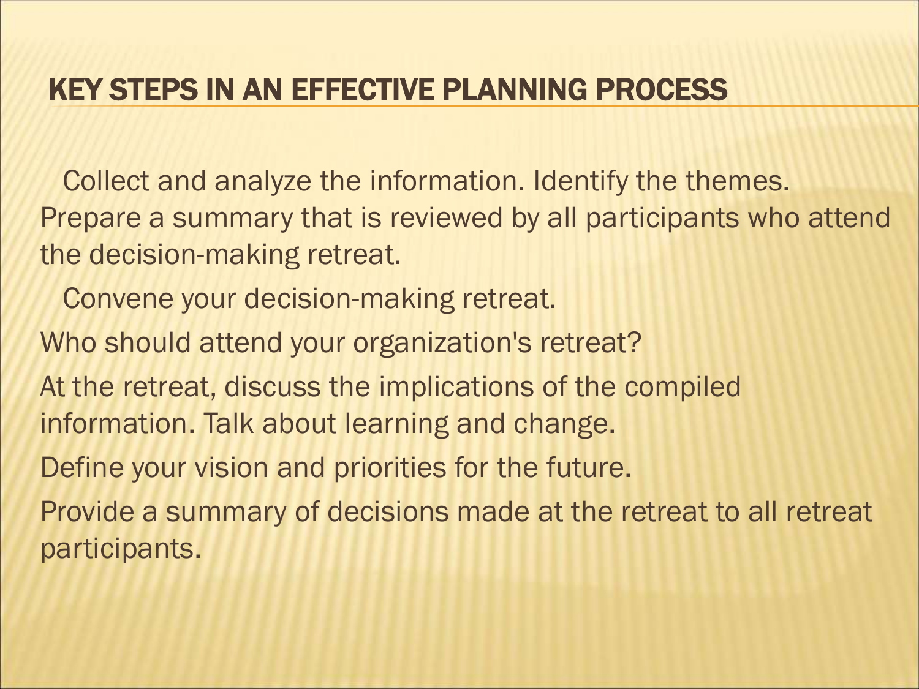## KEY STEPS IN AN EFFECTIVE PLANNING PROCESS

Collect and analyze the information. Identify the themes. Prepare a summary that is reviewed by all participants who attend the decision-making retreat.

Convene your decision-making retreat.

Who should attend your organization's retreat?

At the retreat, discuss the implications of the compiled information. Talk about learning and change.

Define your vision and priorities for the future.

Provide a summary of decisions made at the retreat to all retreat participants.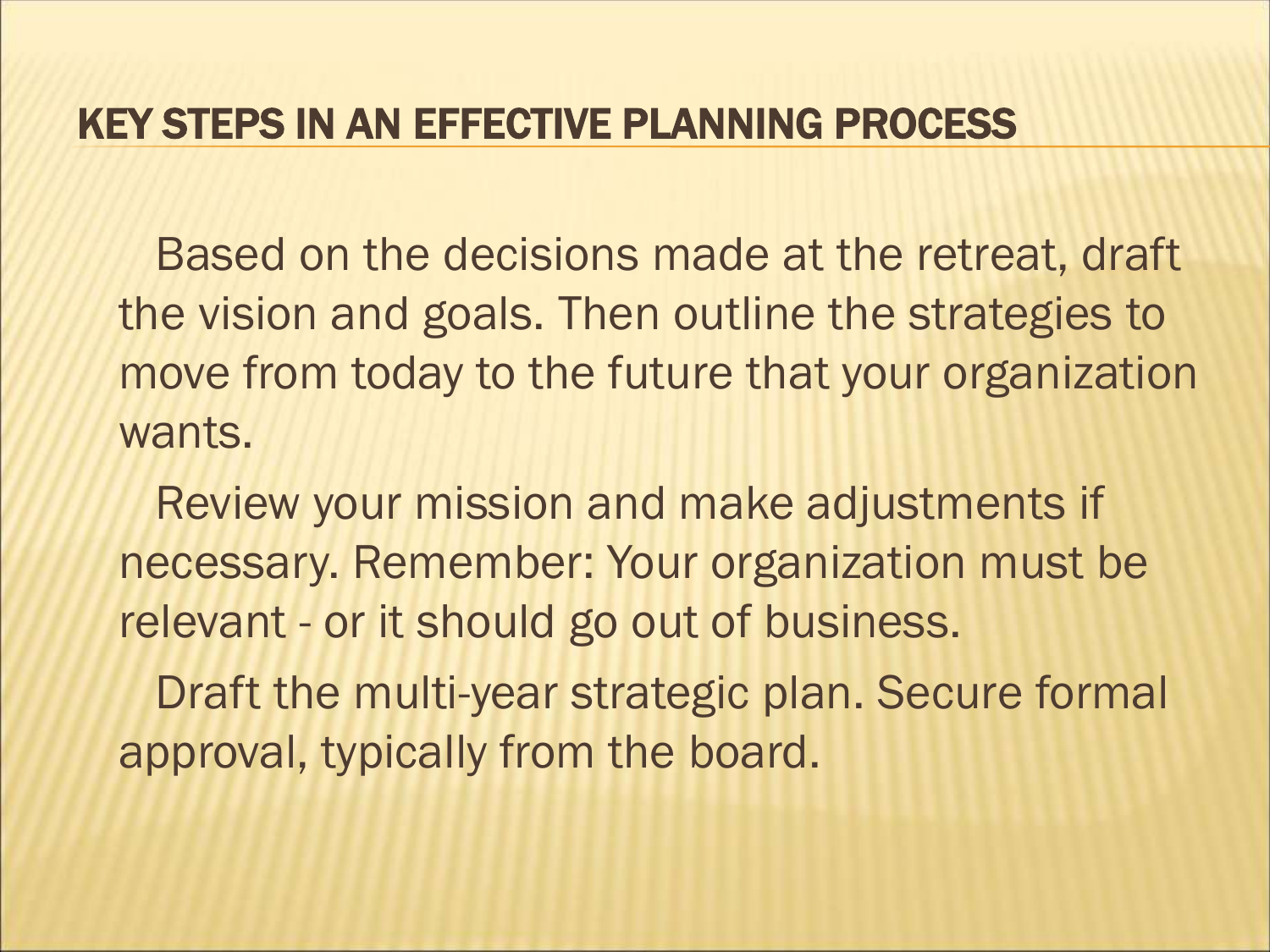## KEY STEPS IN AN EFFECTIVE PLANNING PROCESS

Based on the decisions made at the retreat, draft the vision and goals. Then outline the strategies to move from today to the future that your organization wants.

Review your mission and make adjustments if necessary. Remember: Your organization must be relevant - or it should go out of business.

Draft the multi-year strategic plan. Secure formal approval, typically from the board.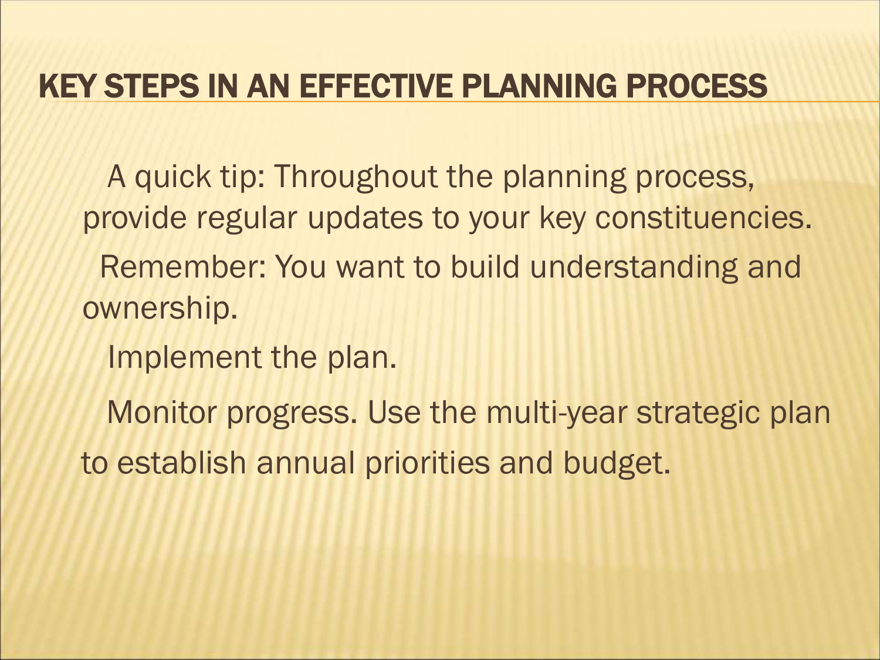# KEY STEPS IN AN EFFECTIVE PLANNING PROCESS

A quick tip: Throughout the planning process, provide regular updates to your key constituencies.

Remember: You want to build understanding and ownership.

Implement the plan.

Monitor progress. Use the multi-year strategic plan to establish annual priorities and budget.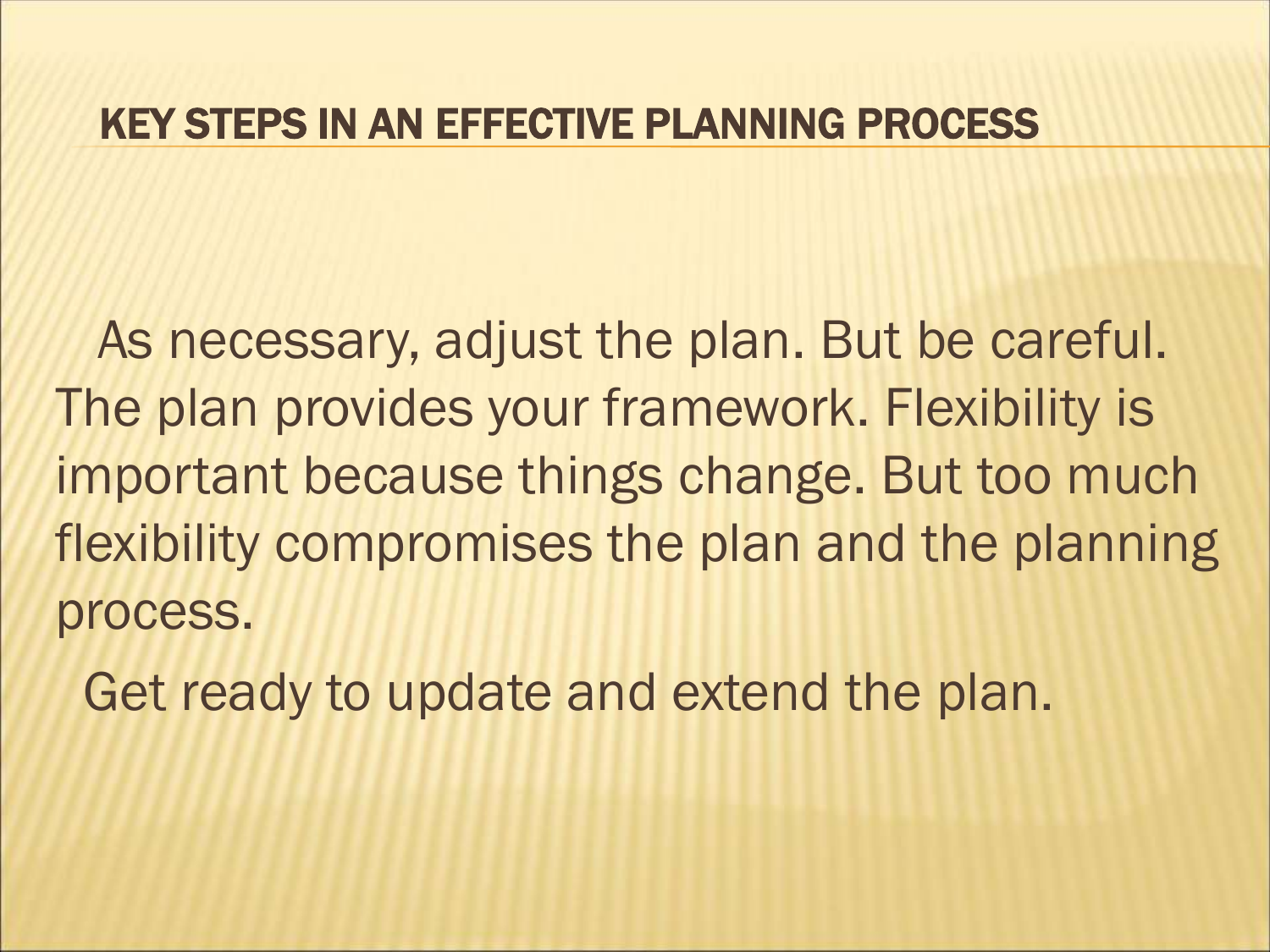## KEY STEPS IN AN EFFECTIVE PLANNING PROCESS

As necessary, adjust the plan. But be careful. The plan provides your framework. Flexibility is important because things change. But too much flexibility compromises the plan and the planning process.

Get ready to update and extend the plan.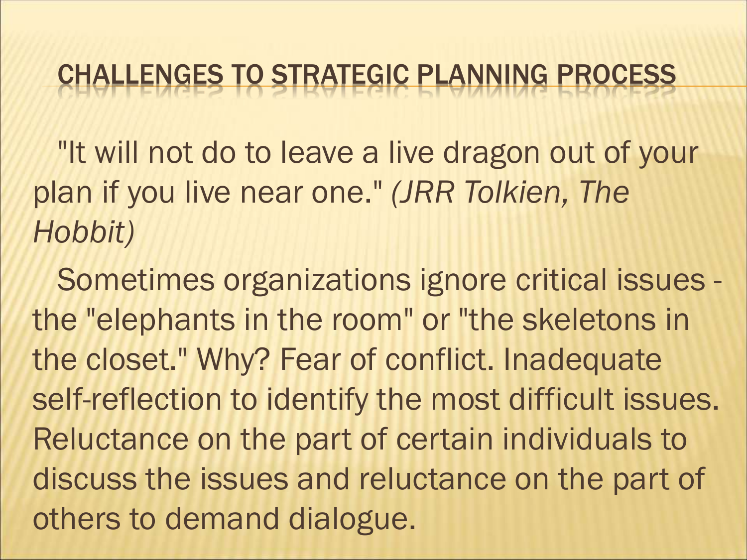# CHALLENGES TO STRATEGIC PLANNING PROCESS

"It will not do to leave a live dragon out of your plan if you live near one." *(JRR Tolkien, The Hobbit)*

Sometimes organizations ignore critical issues - the "elephants in the room" or "the skeletons in the closet." Why? Fear of conflict. Inadequate self-reflection to identify the most difficult issues. Reluctance on the part of certain individuals to discuss the issues and reluctance on the part of others to demand dialogue.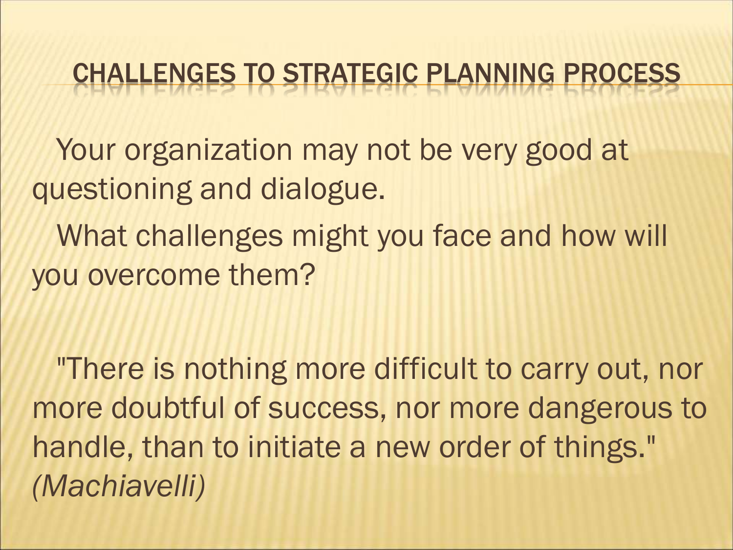# CHALLENGES TO STRATEGIC PLANNING PROCESS

Your organization may not be very good at questioning and dialogue.

What challenges might you face and how will you overcome them?

"There is nothing more difficult to carry out, nor more doubtful of success, nor more dangerous to handle, than to initiate a new order of things." *(Machiavelli)*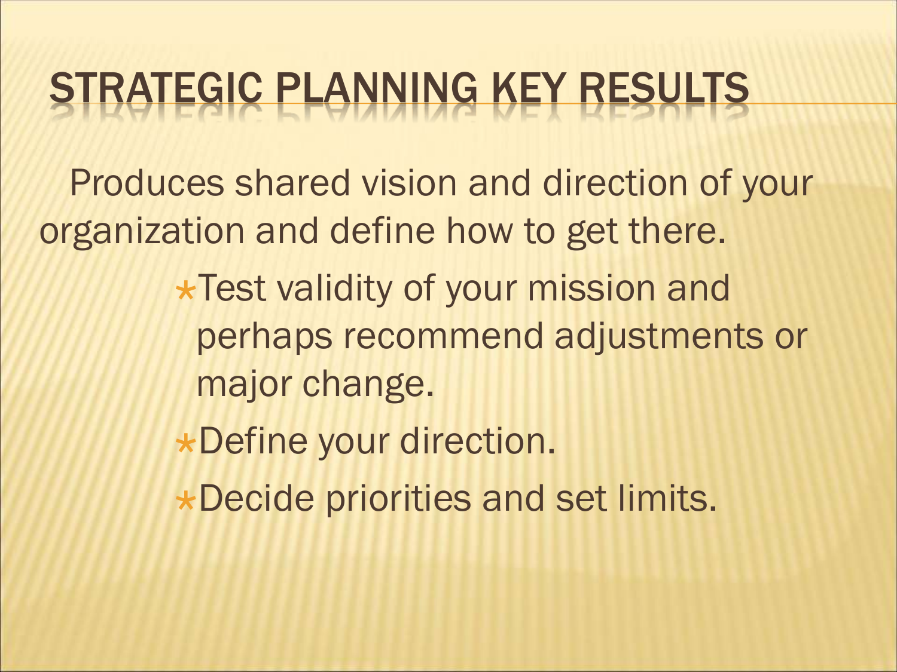# STRATEGIC PLANNING KEY RESULTS

Produces shared vision and direction of your organization and define how to get there.

- Test validity of your mission and perhaps recommend adjustments or major change.
- Define your direction.
- Decide priorities and set limits.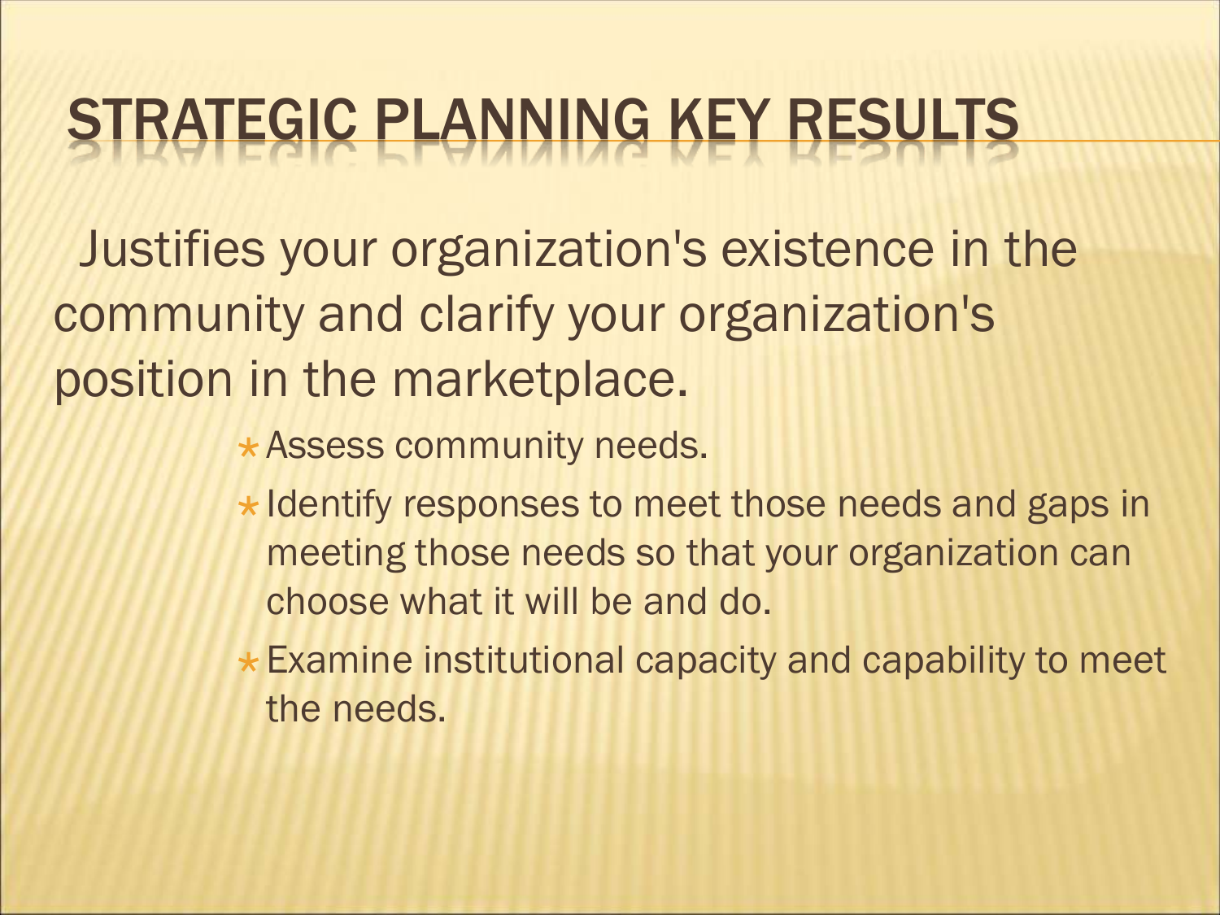# STRATEGIC PLANNING KEY RESULTS

Justifies your organization's existence in the community and clarify your organization's position in the marketplace.

- Assess community needs.
- Identify responses to meet those needs and gaps in meeting those needs so that your organization can choose what it will be and do.
- Examine institutional capacity and capability to meet the needs.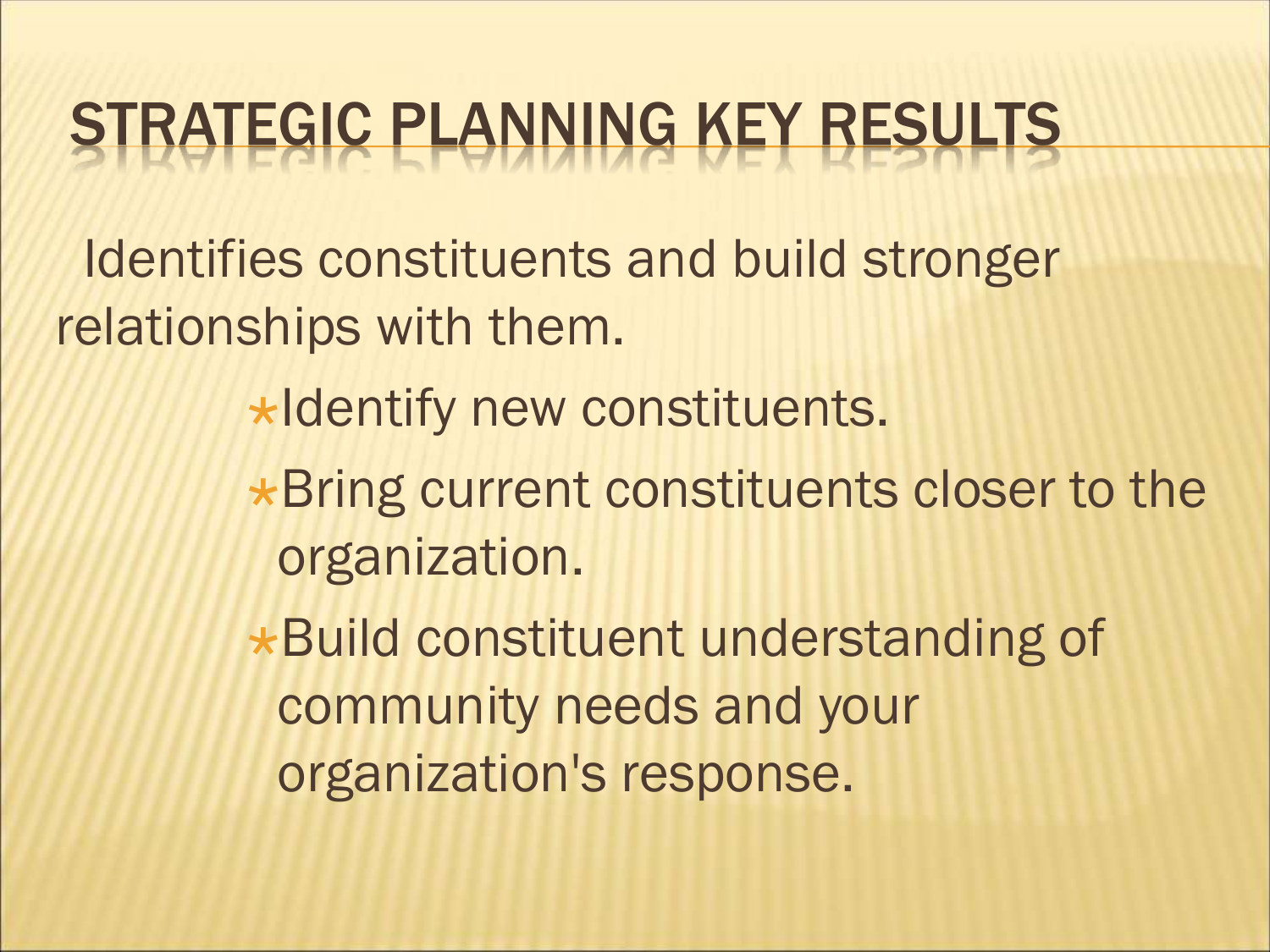# STRATEGIC PLANNING KEY RESULTS

Identifies constituents and build stronger relationships with them.

- Identify new constituents.
- Bring current constituents closer to the organization.
- Build constituent understanding of community needs and your organization's response.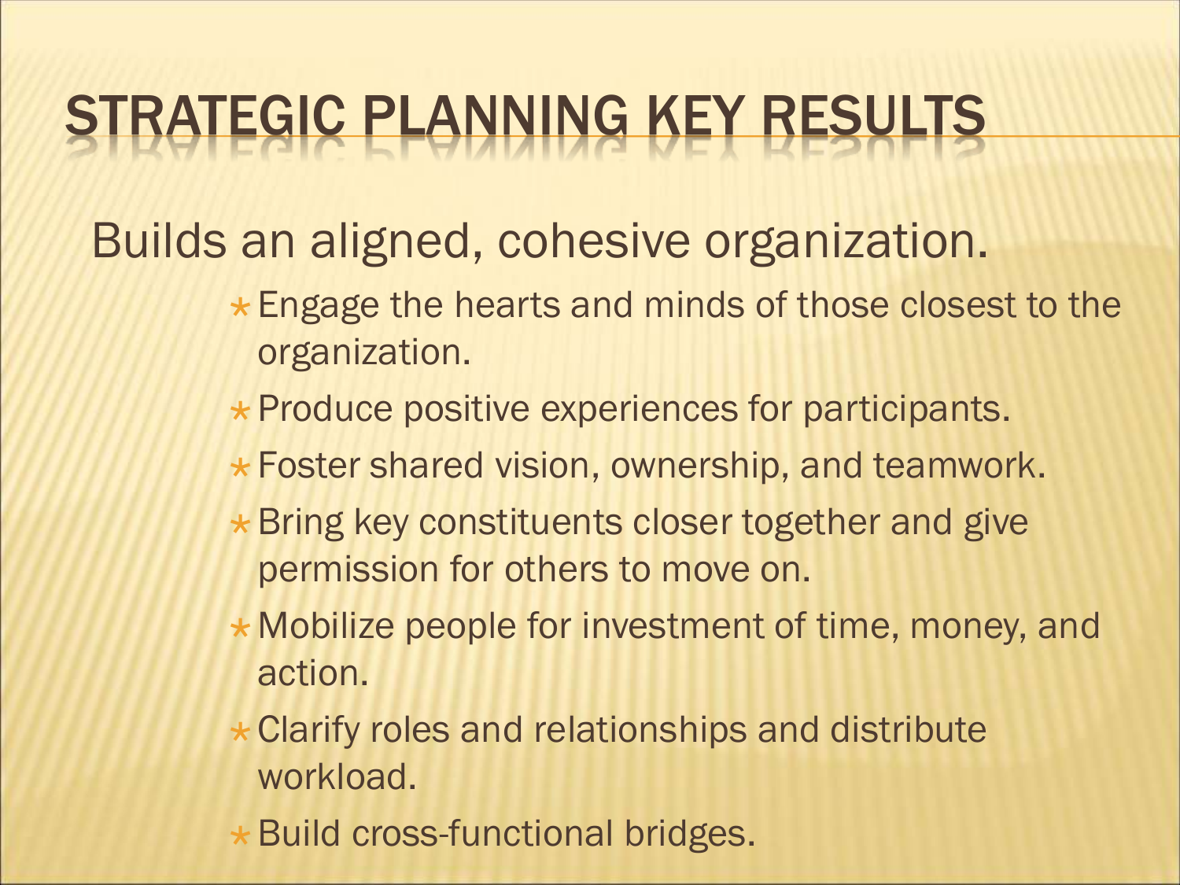# STRATEGIC PLANNING KEY RESULTS

Builds an aligned, cohesive organization.

- Engage the hearts and minds of those closest to the organization.
- Produce positive experiences for participants.
- Foster shared vision, ownership, and teamwork.
- Bring key constituents closer together and give permission for others to move on.
- Mobilize people for investment of time, money, and action.
- Clarify roles and relationships and distribute workload.
- Build cross-functional bridges.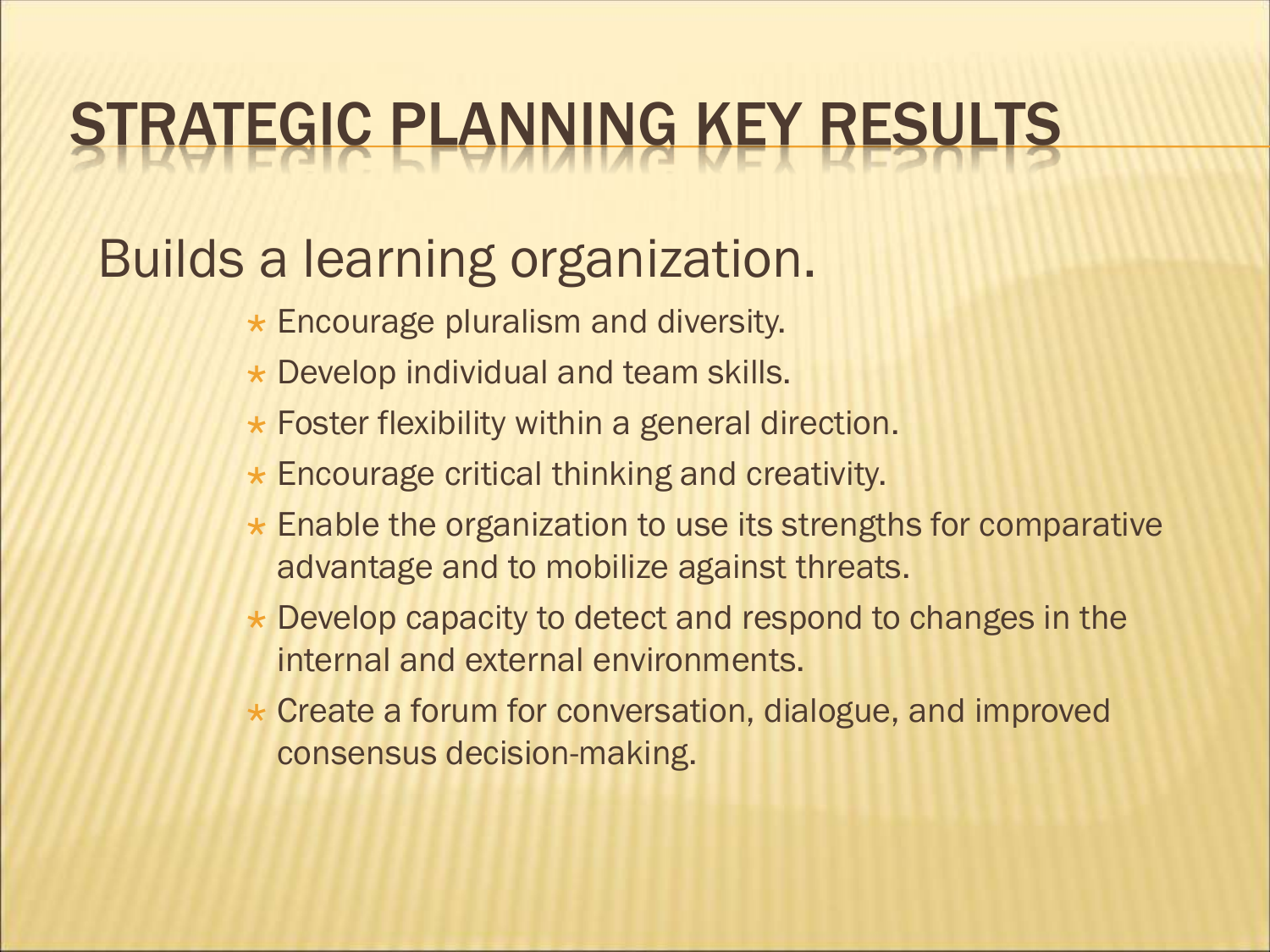# STRATEGIC PLANNING KEY RESULTS

Builds a learning organization.

- Encourage pluralism and diversity.
- Develop individual and team skills.
- Foster flexibility within a general direction.
- Encourage critical thinking and creativity.
- Enable the organization to use its strengths for comparative advantage and to mobilize against threats.
- Develop capacity to detect and respond to changes in the internal and external environments.
- Create a forum for conversation, dialogue, and improved consensus decision-making.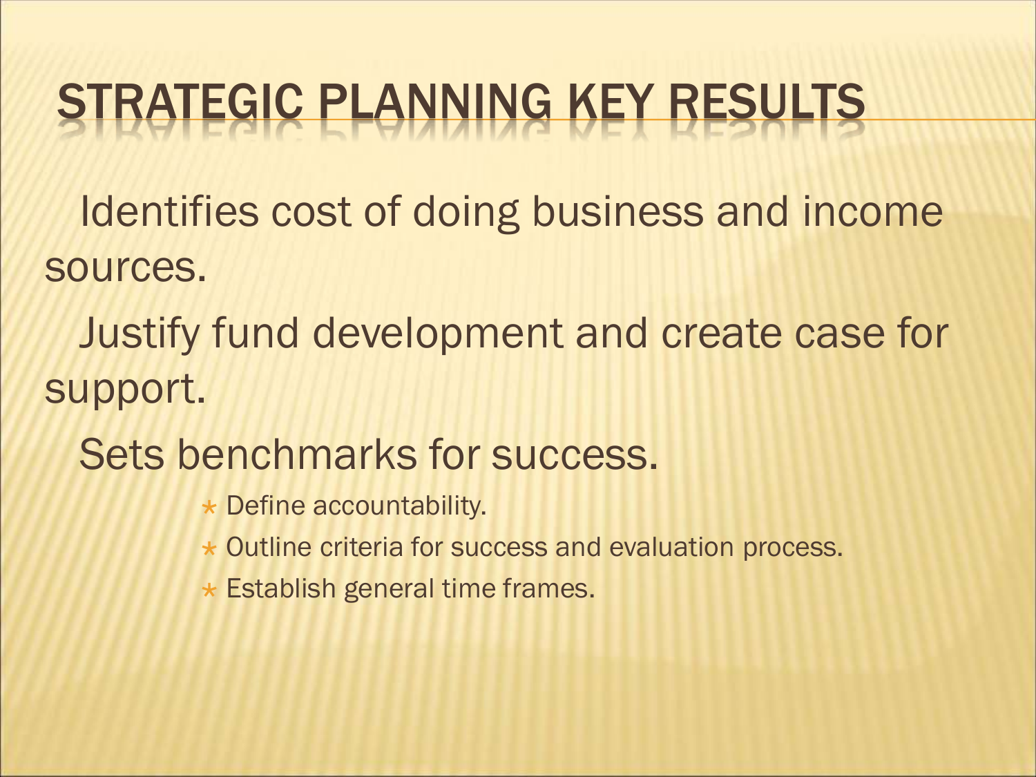# STRATEGIC PLANNING KEY RESULTS

Identifies cost of doing business and income sources.

Justify fund development and create case for support.

Sets benchmarks for success.

- Define accountability.
- Outline criteria for success and evaluation process.
- Establish general time frames.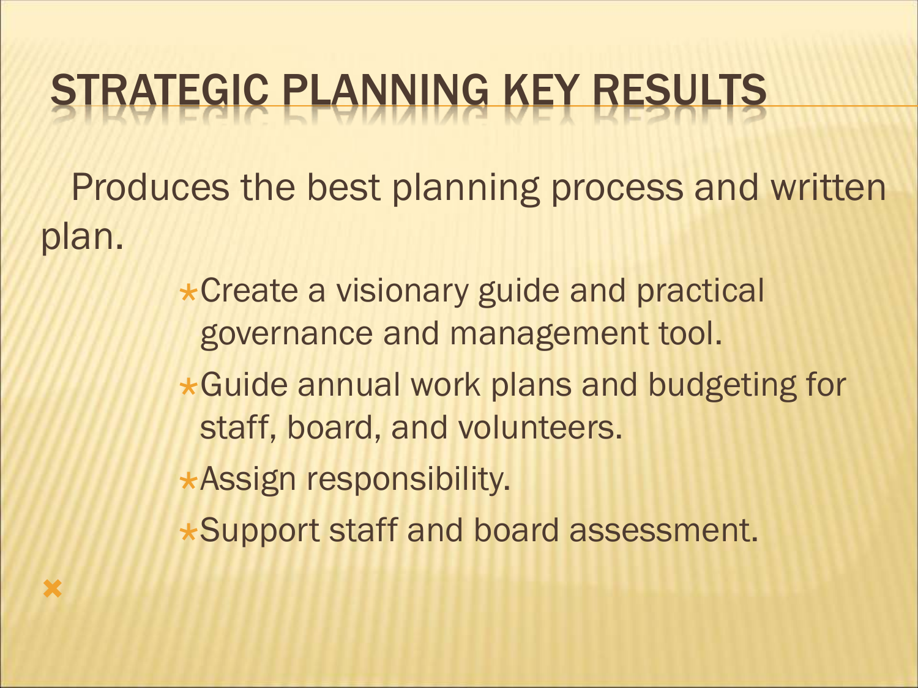# STRATEGIC PLANNING KEY RESULTS

Produces the best planning process and written plan.

- Create a visionary guide and practical governance and management tool.
- Guide annual work plans and budgeting for staff, board, and volunteers.
- Assign responsibility.
- Support staff and board assessment.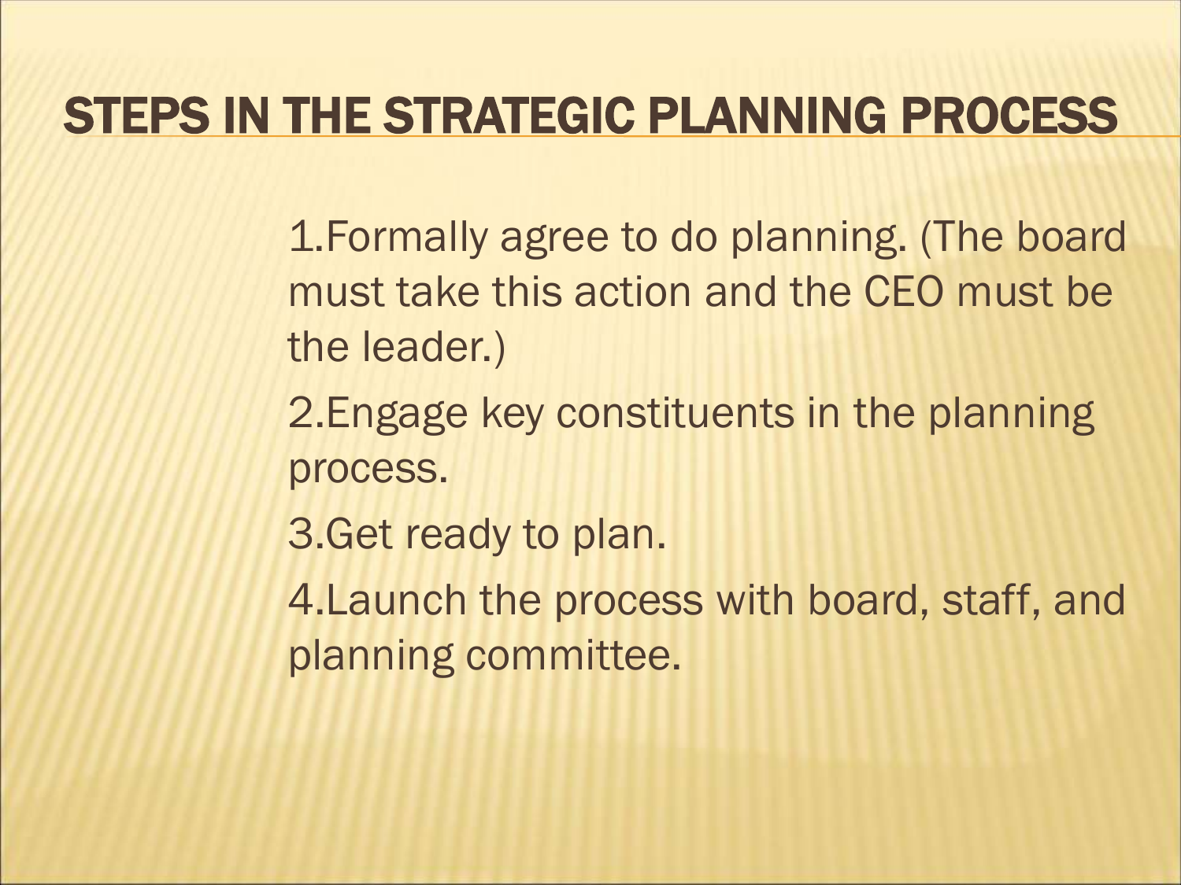# STEPS IN THE STRATEGIC PLANNING PROCESS

1. Formally agree to do planning. (The board must take this action and the CEO must be the leader.)
2. Engage key constituents in the planning process.
3. Get ready to plan.
4. Launch the process with board, staff, and planning committee.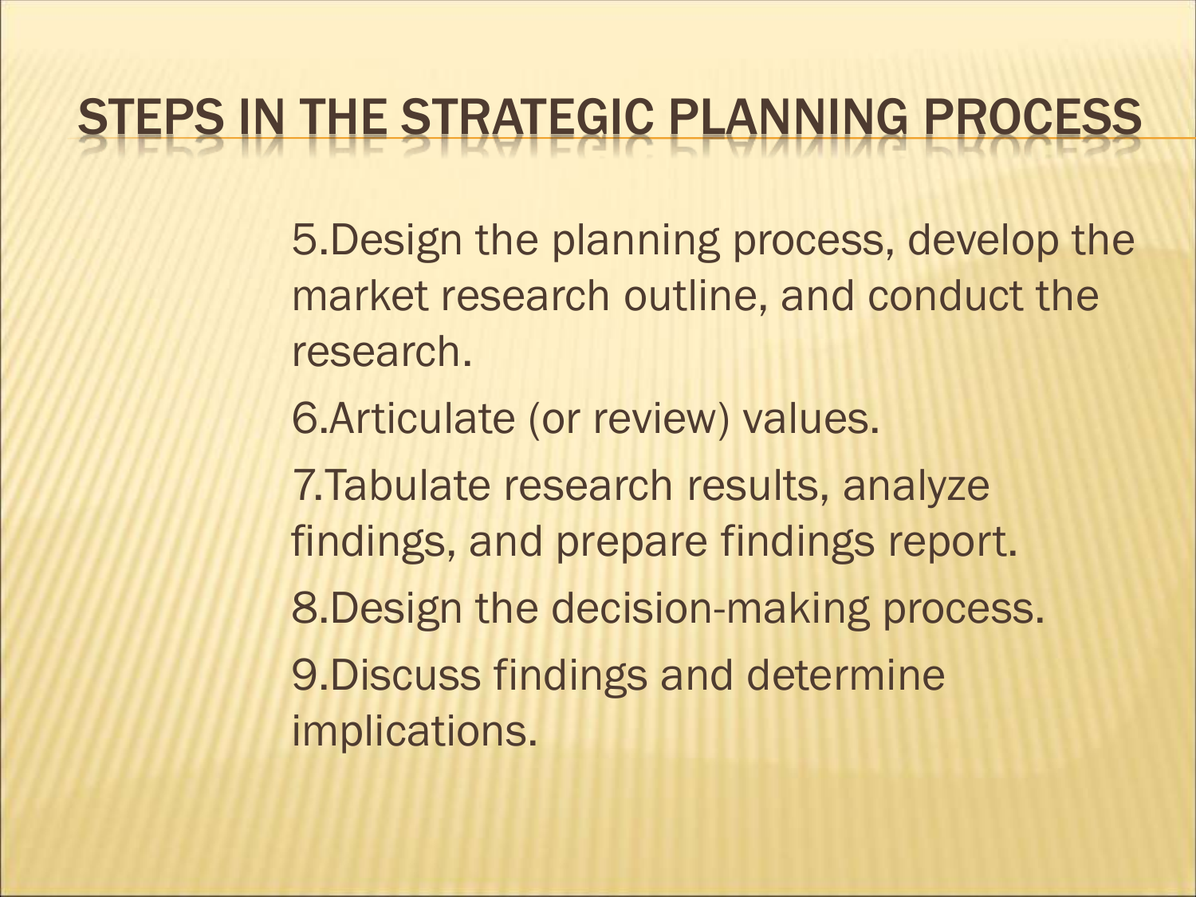# STEPS IN THE STRATEGIC PLANNING PROCESS

5. Design the planning process, develop the market research outline, and conduct the research.
6. Articulate (or review) values.
7. Tabulate research results, analyze findings, and prepare findings report.
8. Design the decision-making process.
9. Discuss findings and determine implications.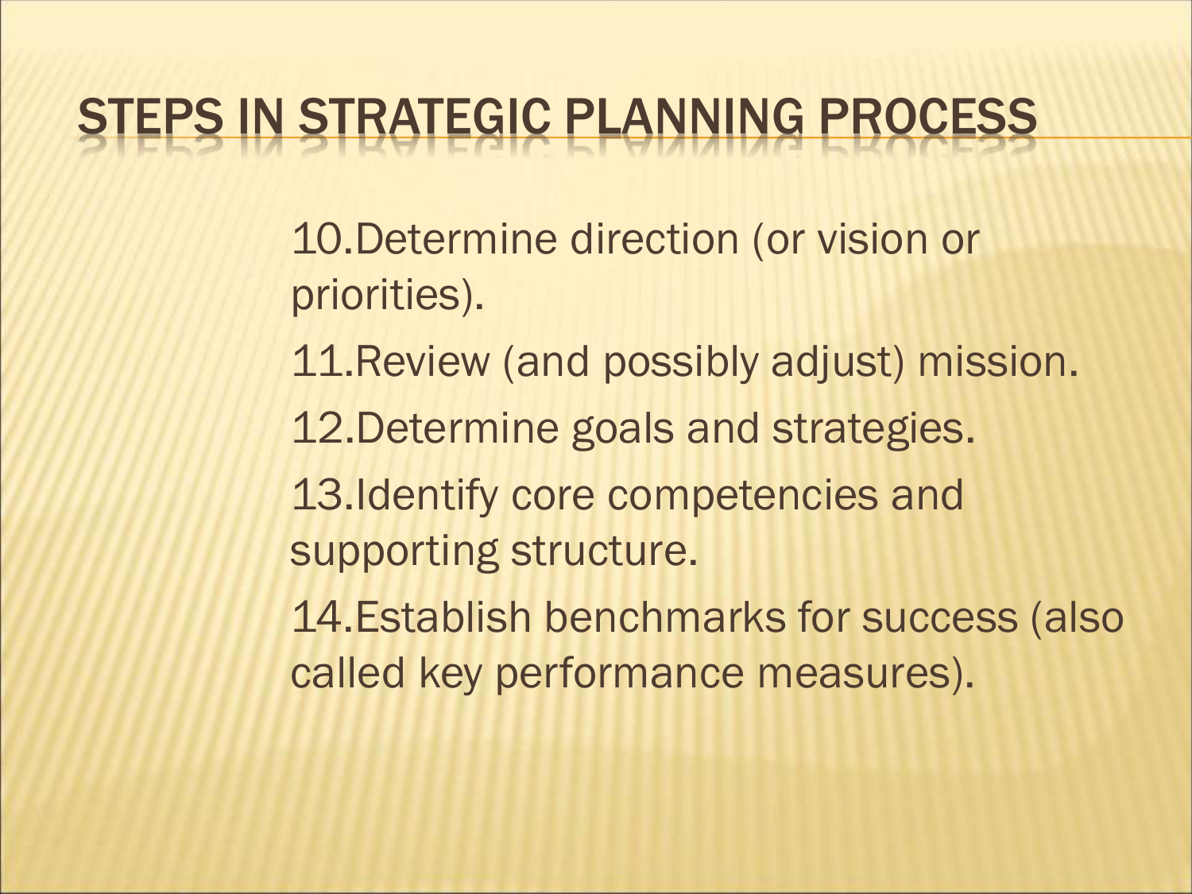# STEPS IN STRATEGIC PLANNING PROCESS

10. Determine direction (or vision or priorities).
11. Review (and possibly adjust) mission.
12. Determine goals and strategies.
13. Identify core competencies and supporting structure.
14. Establish benchmarks for success (also called key performance measures).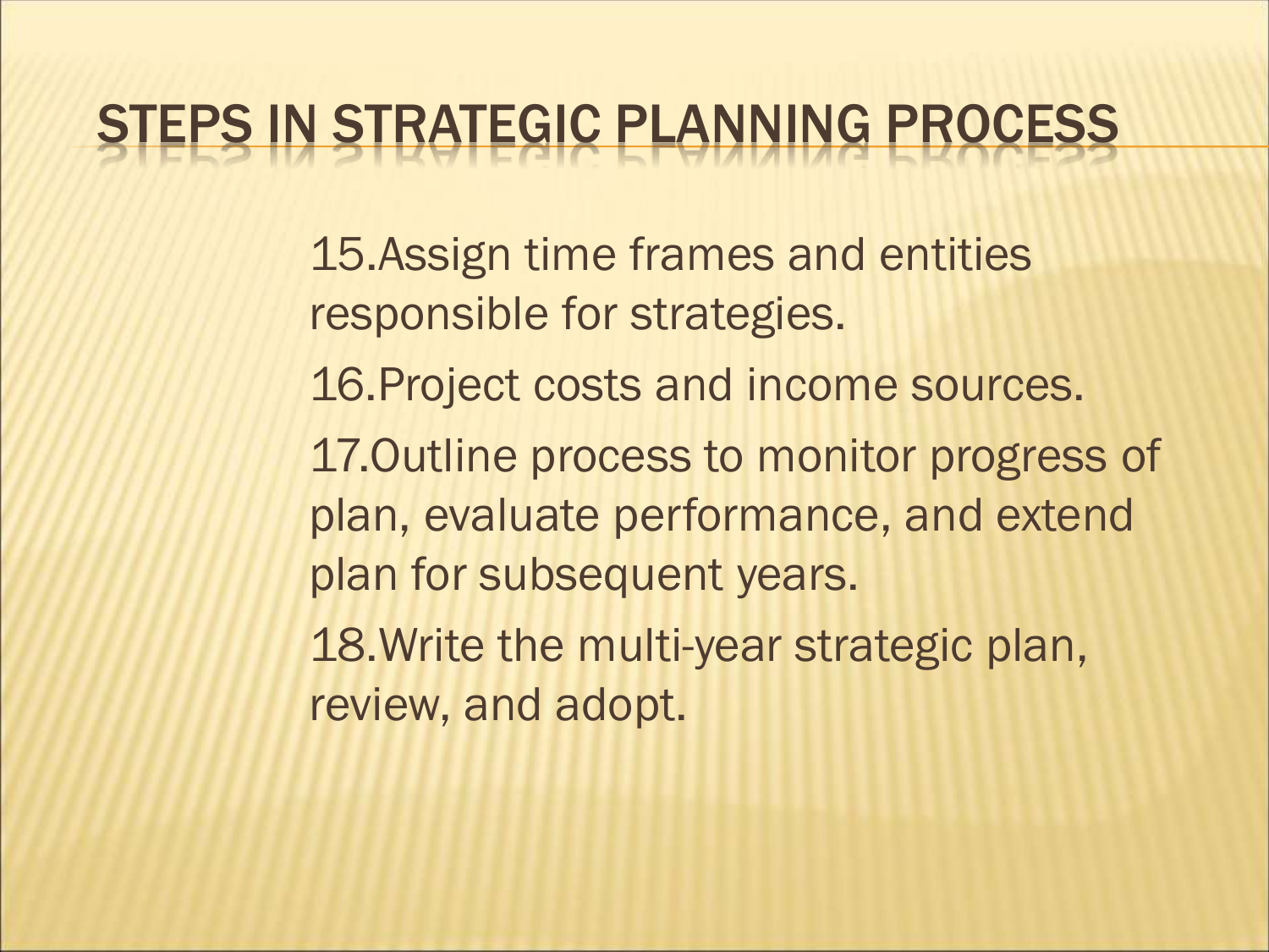# STEPS IN STRATEGIC PLANNING PROCESS

15. Assign time frames and entities responsible for strategies.
16. Project costs and income sources.
17. Outline process to monitor progress of plan, evaluate performance, and extend plan for subsequent years.
18. Write the multi-year strategic plan, review, and adopt.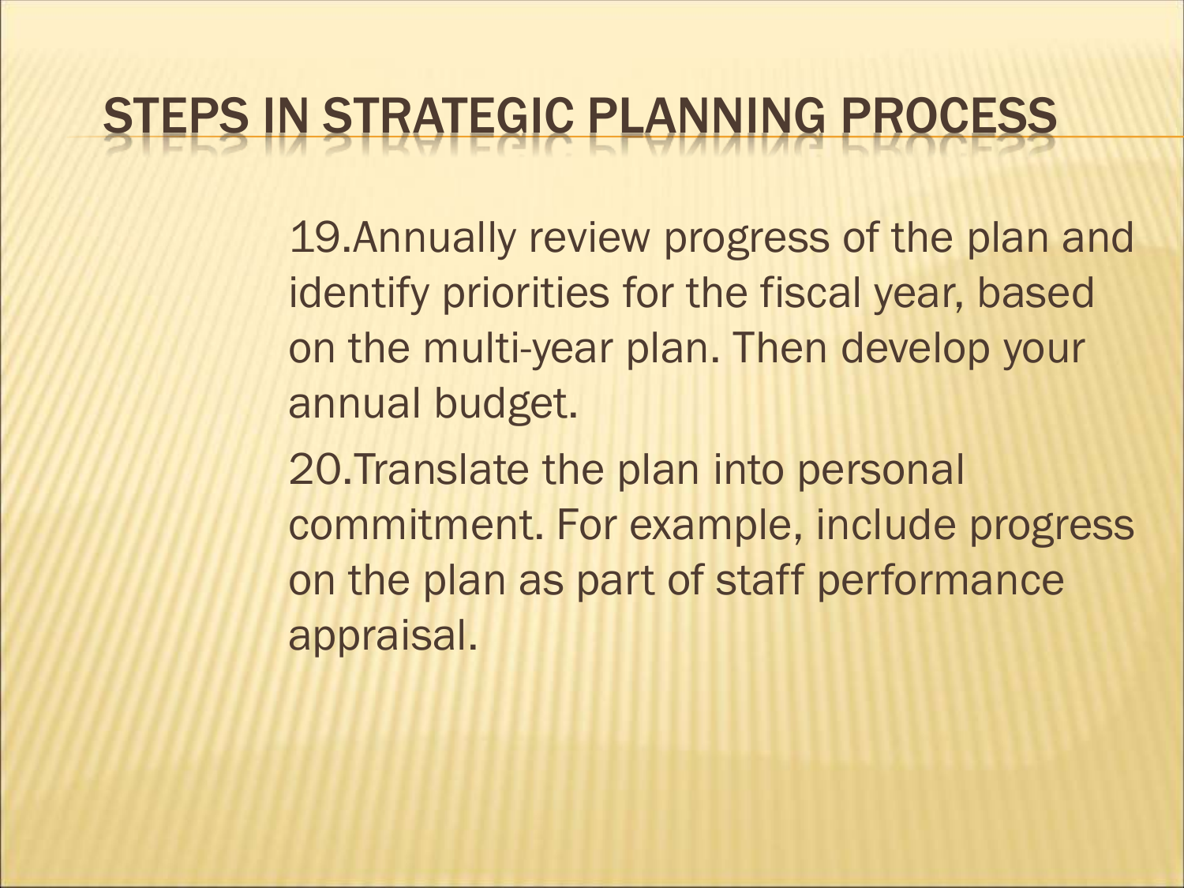# STEPS IN STRATEGIC PLANNING PROCESS

19. Annually review progress of the plan and identify priorities for the fiscal year, based on the multi-year plan. Then develop your annual budget.

20. Translate the plan into personal commitment. For example, include progress on the plan as part of staff performance appraisal.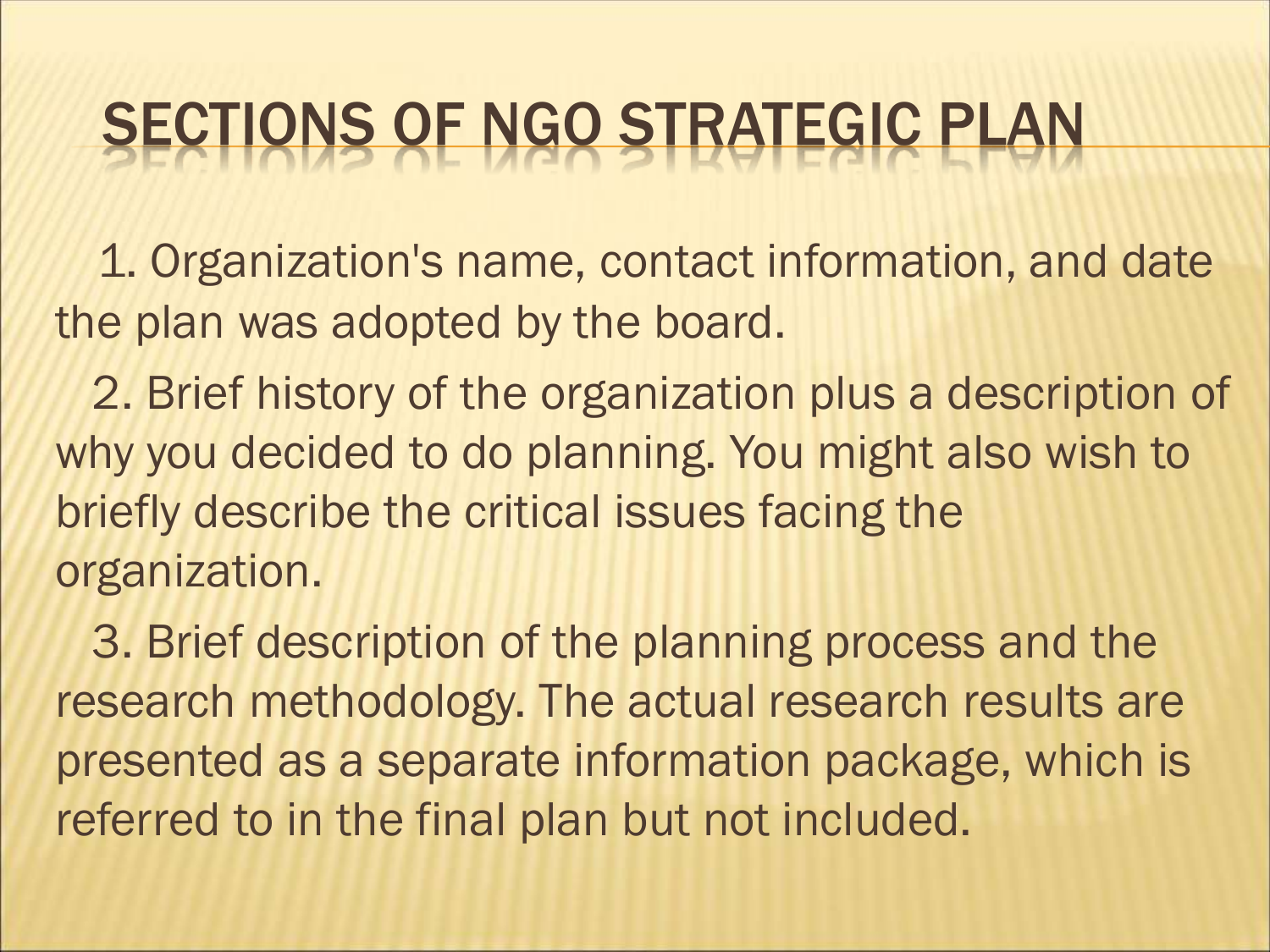# SECTIONS OF NGO STRATEGIC PLAN

1. Organization's name, contact information, and date the plan was adopted by the board.

2. Brief history of the organization plus a description of why you decided to do planning. You might also wish to briefly describe the critical issues facing the organization.

3. Brief description of the planning process and the research methodology. The actual research results are presented as a separate information package, which is referred to in the final plan but not included.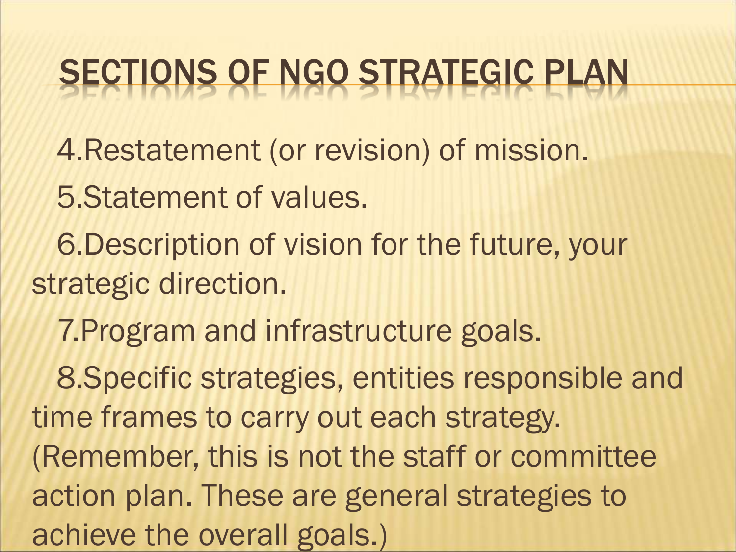# SECTIONS OF NGO STRATEGIC PLAN

4. Restatement (or revision) of mission.
5. Statement of values.
6. Description of vision for the future, your strategic direction.
7. Program and infrastructure goals.
8. Specific strategies, entities responsible and time frames to carry out each strategy. (Remember, this is not the staff or committee action plan. These are general strategies to achieve the overall goals.)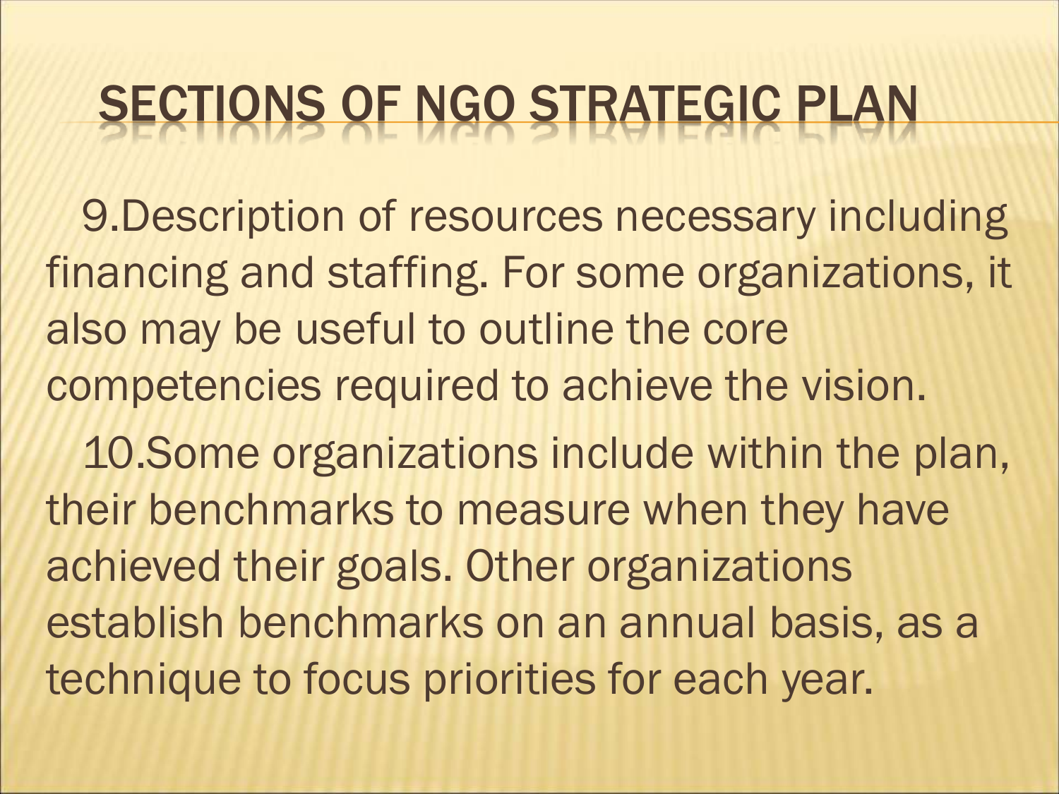# SECTIONS OF NGO STRATEGIC PLAN

9.Description of resources necessary including financing and staffing. For some organizations, it also may be useful to outline the core competencies required to achieve the vision.

10.Some organizations include within the plan, their benchmarks to measure when they have achieved their goals. Other organizations establish benchmarks on an annual basis, as a technique to focus priorities for each year.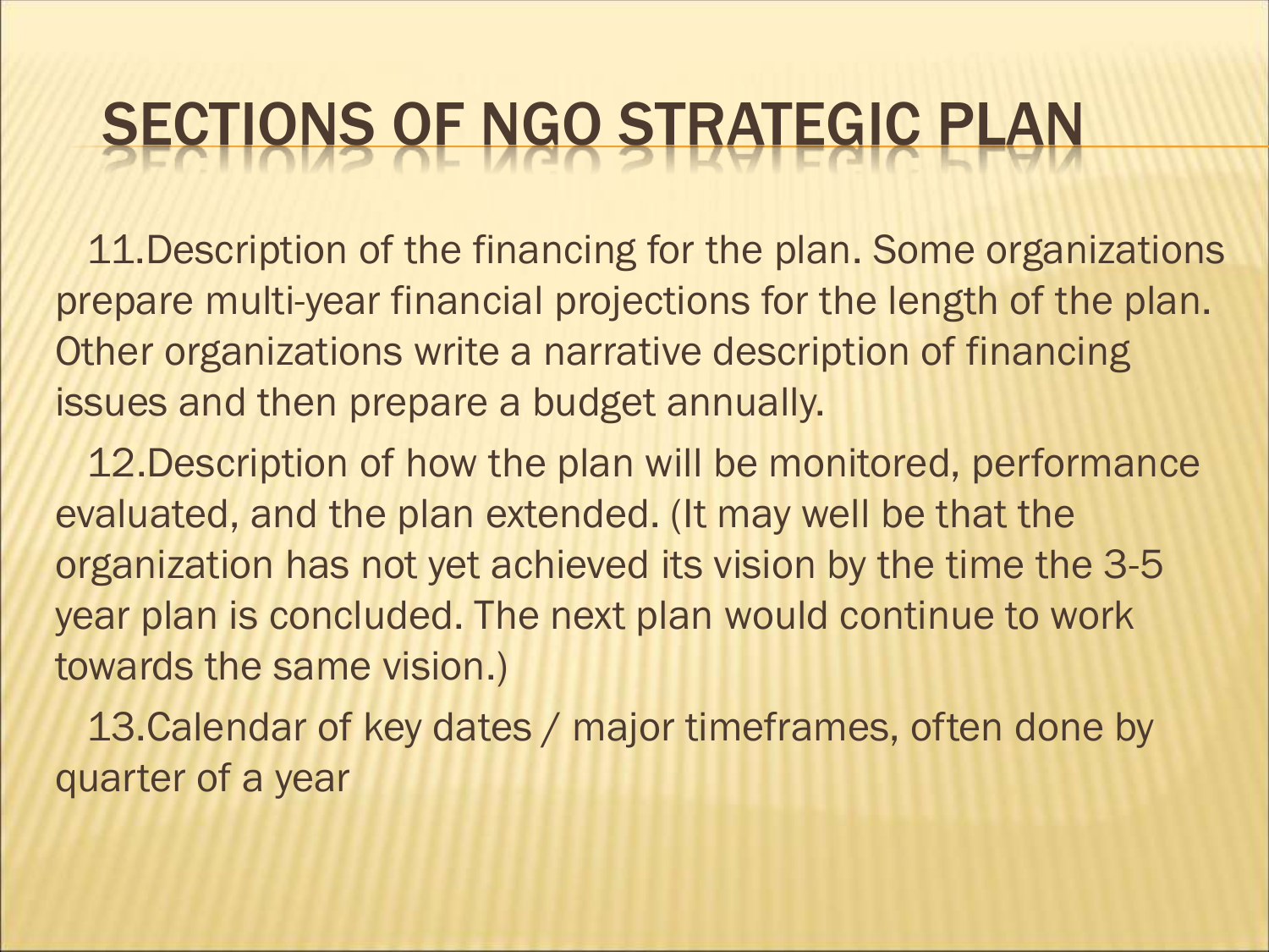# SECTIONS OF NGO STRATEGIC PLAN

11.Description of the financing for the plan. Some organizations prepare multi-year financial projections for the length of the plan. Other organizations write a narrative description of financing issues and then prepare a budget annually.

12.Description of how the plan will be monitored, performance evaluated, and the plan extended. (It may well be that the organization has not yet achieved its vision by the time the 3-5 year plan is concluded. The next plan would continue to work towards the same vision.)

13.Calendar of key dates / major timeframes, often done by quarter of a year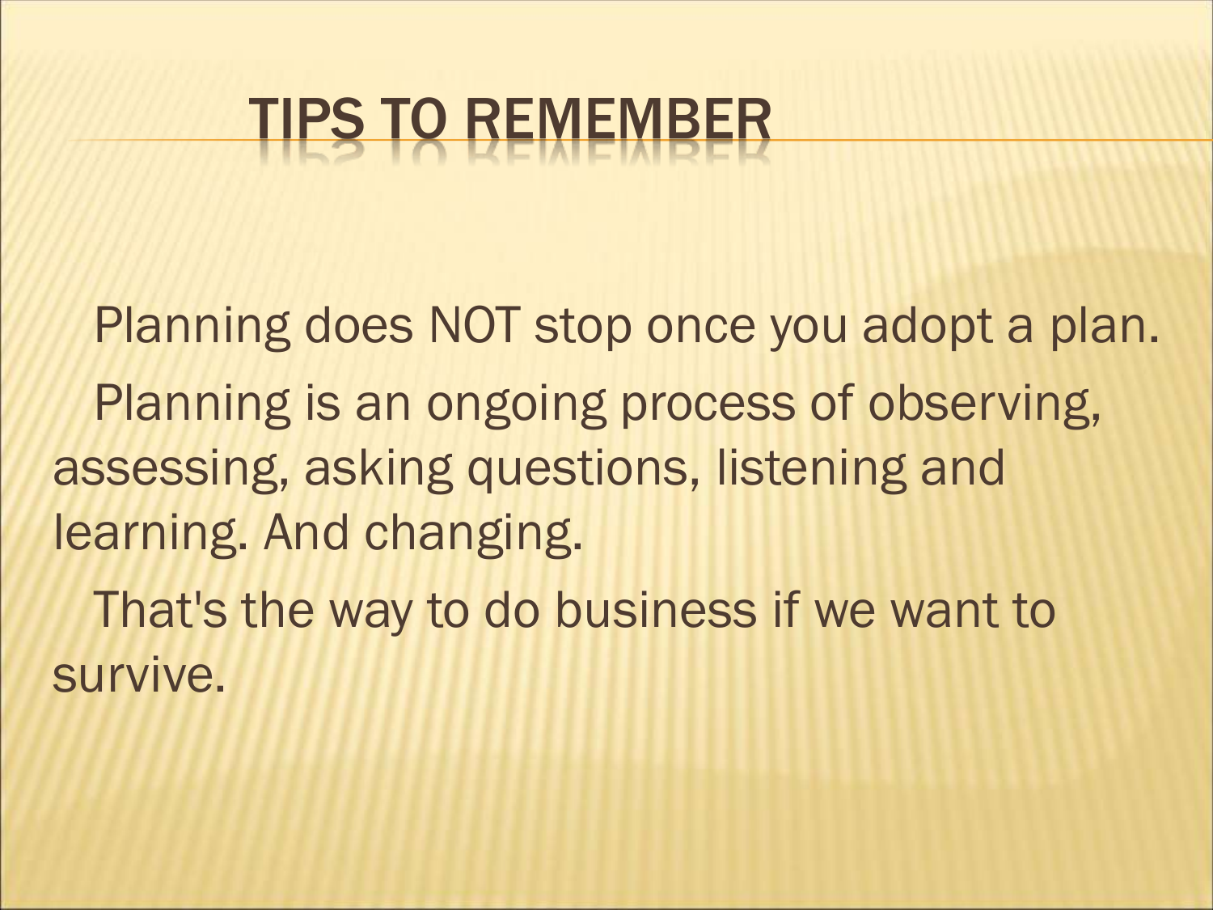# TIPS TO REMEMBER

Planning does NOT stop once you adopt a plan.

Planning is an ongoing process of observing, assessing, asking questions, listening and learning. And changing.

That's the way to do business if we want to survive.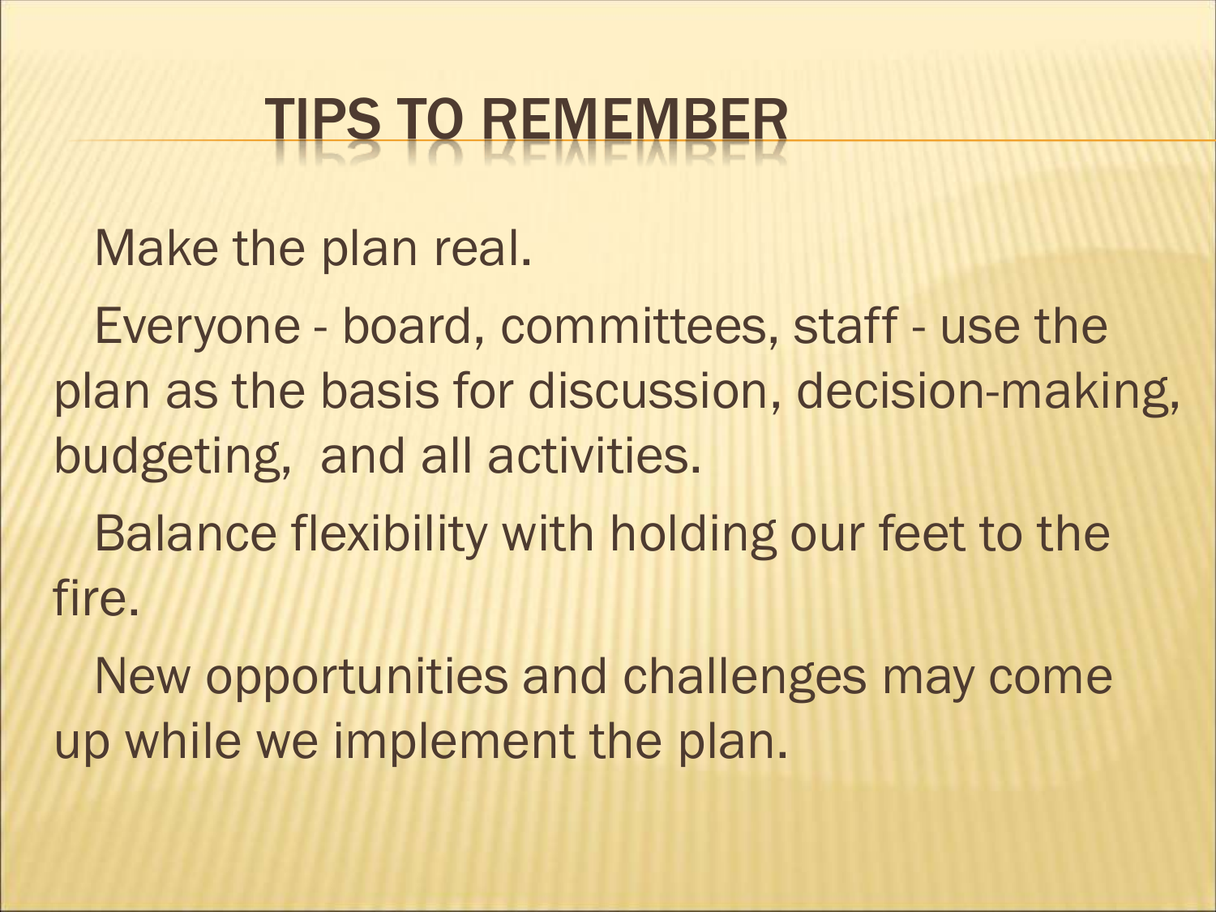# TIPS TO REMEMBER

Make the plan real.

Everyone - board, committees, staff - use the plan as the basis for discussion, decision-making, budgeting, and all activities.

Balance flexibility with holding our feet to the fire.

New opportunities and challenges may come up while we implement the plan.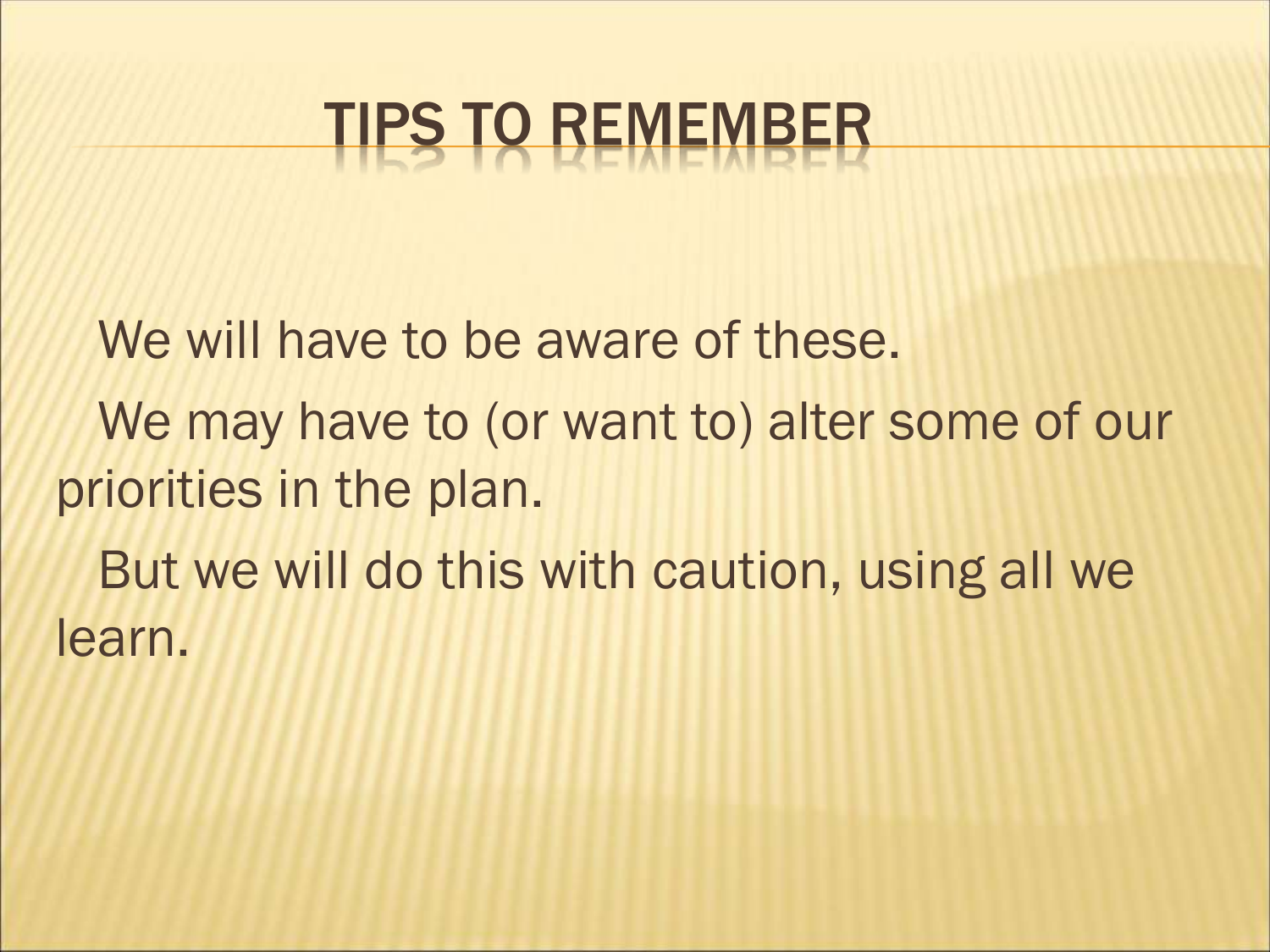# TIPS TO REMEMBER

We will have to be aware of these.

We may have to (or want to) alter some of our priorities in the plan.

But we will do this with caution, using all we learn.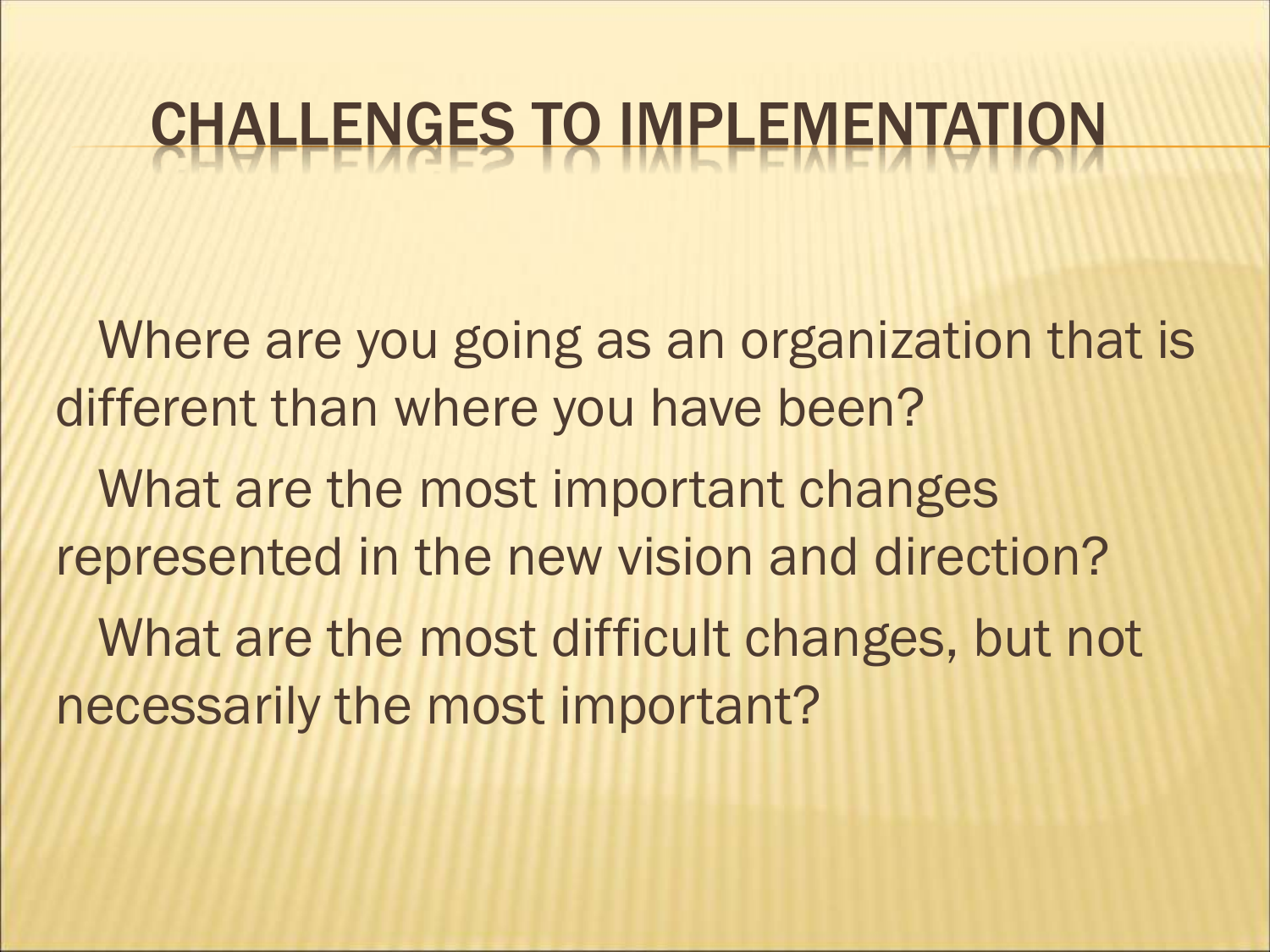# CHALLENGES TO IMPLEMENTATION

Where are you going as an organization that is different than where you have been?

What are the most important changes represented in the new vision and direction?

What are the most difficult changes, but not necessarily the most important?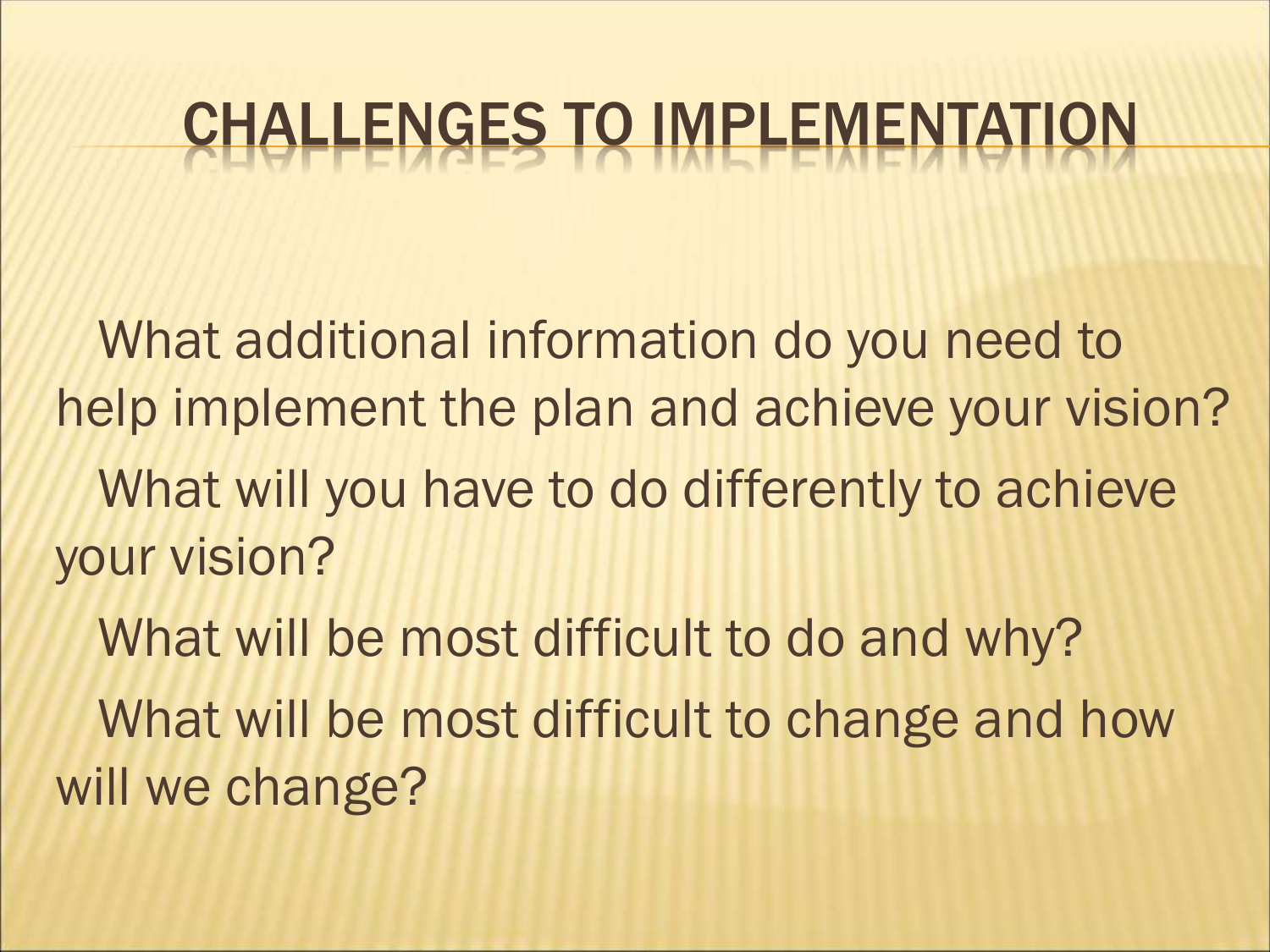# CHALLENGES TO IMPLEMENTATION

What additional information do you need to help implement the plan and achieve your vision?

What will you have to do differently to achieve your vision?

What will be most difficult to do and why?

What will be most difficult to change and how will we change?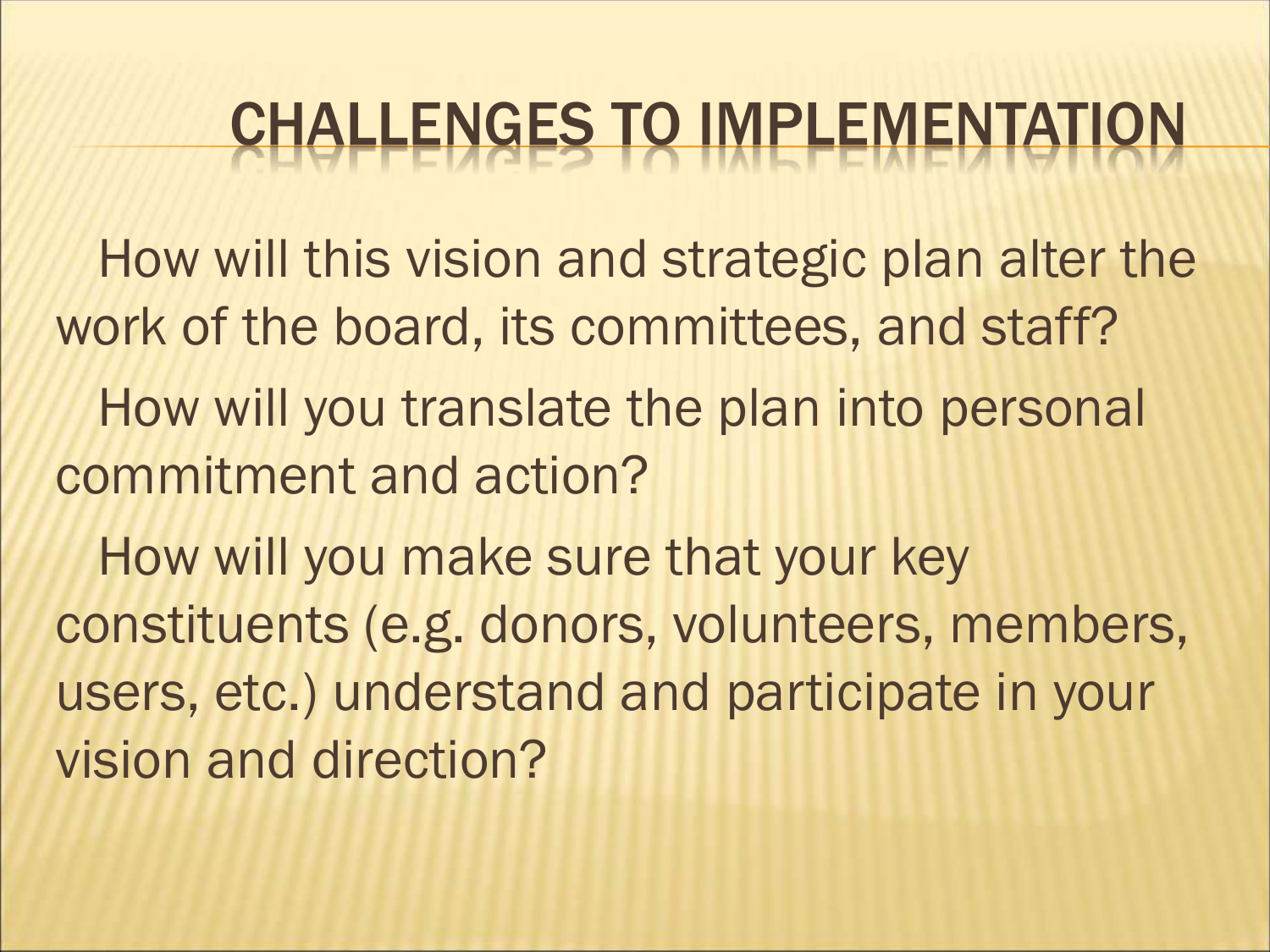# CHALLENGES TO IMPLEMENTATION

How will this vision and strategic plan alter the work of the board, its committees, and staff?

How will you translate the plan into personal commitment and action?

How will you make sure that your key constituents (e.g. donors, volunteers, members, users, etc.) understand and participate in your vision and direction?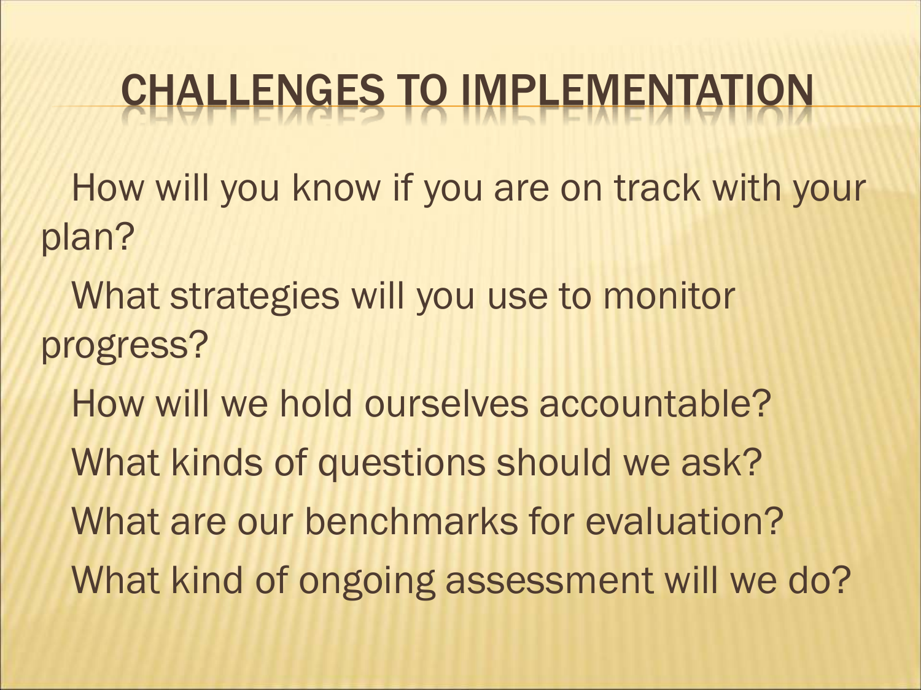# CHALLENGES TO IMPLEMENTATION

How will you know if you are on track with your plan?

What strategies will you use to monitor progress?

How will we hold ourselves accountable?

What kinds of questions should we ask?

What are our benchmarks for evaluation?

What kind of ongoing assessment will we do?